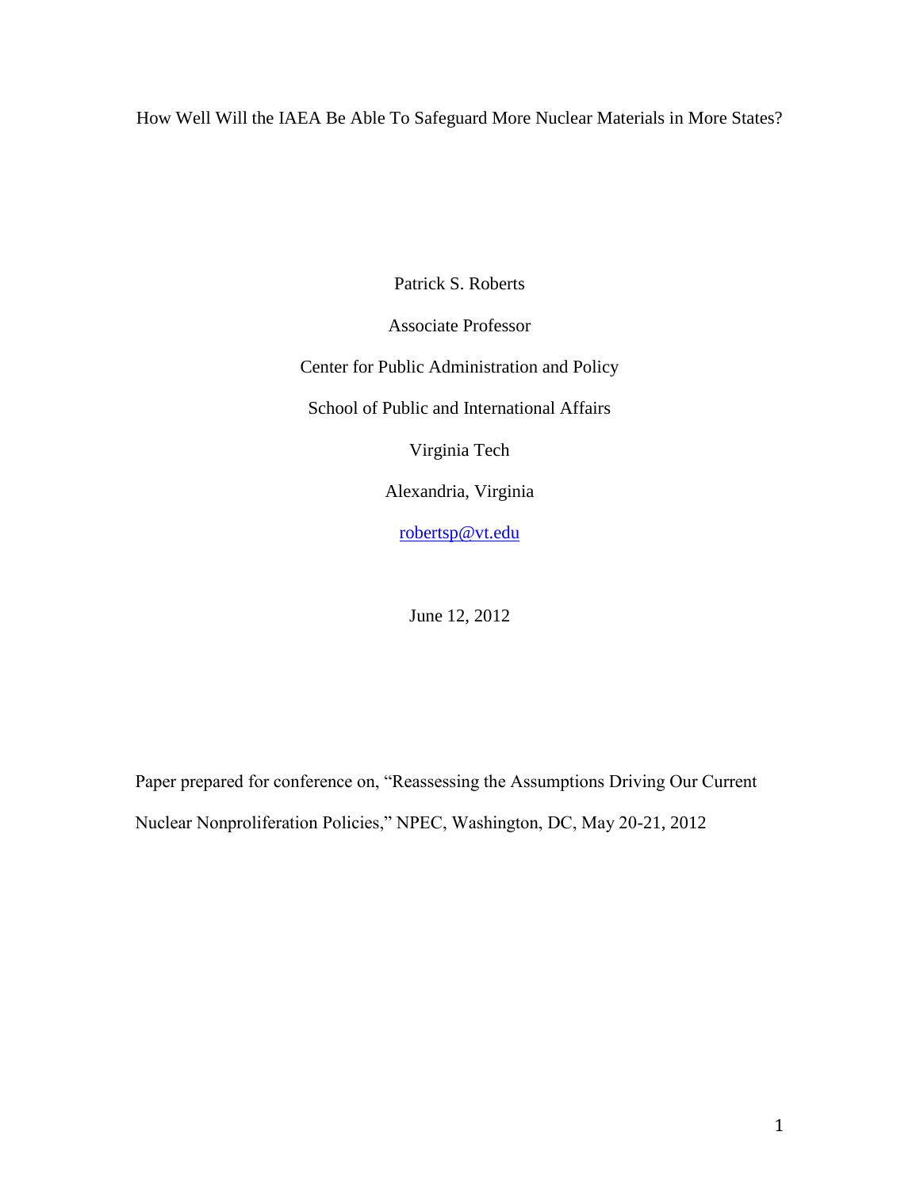# How Well Will the IAEA Be Able To Safeguard More Nuclear Materials in More States?

Patrick S. Roberts

Associate Professor

Center for Public Administration and Policy

School of Public and International Affairs

Virginia Tech

Alexandria, Virginia

robertsp@vt.edu

June 12, 2012

Paper prepared for conference on, "Reassessing the Assumptions Driving Our Current Nuclear Nonproliferation Policies," NPEC, Washington, DC, May 20-21, 2012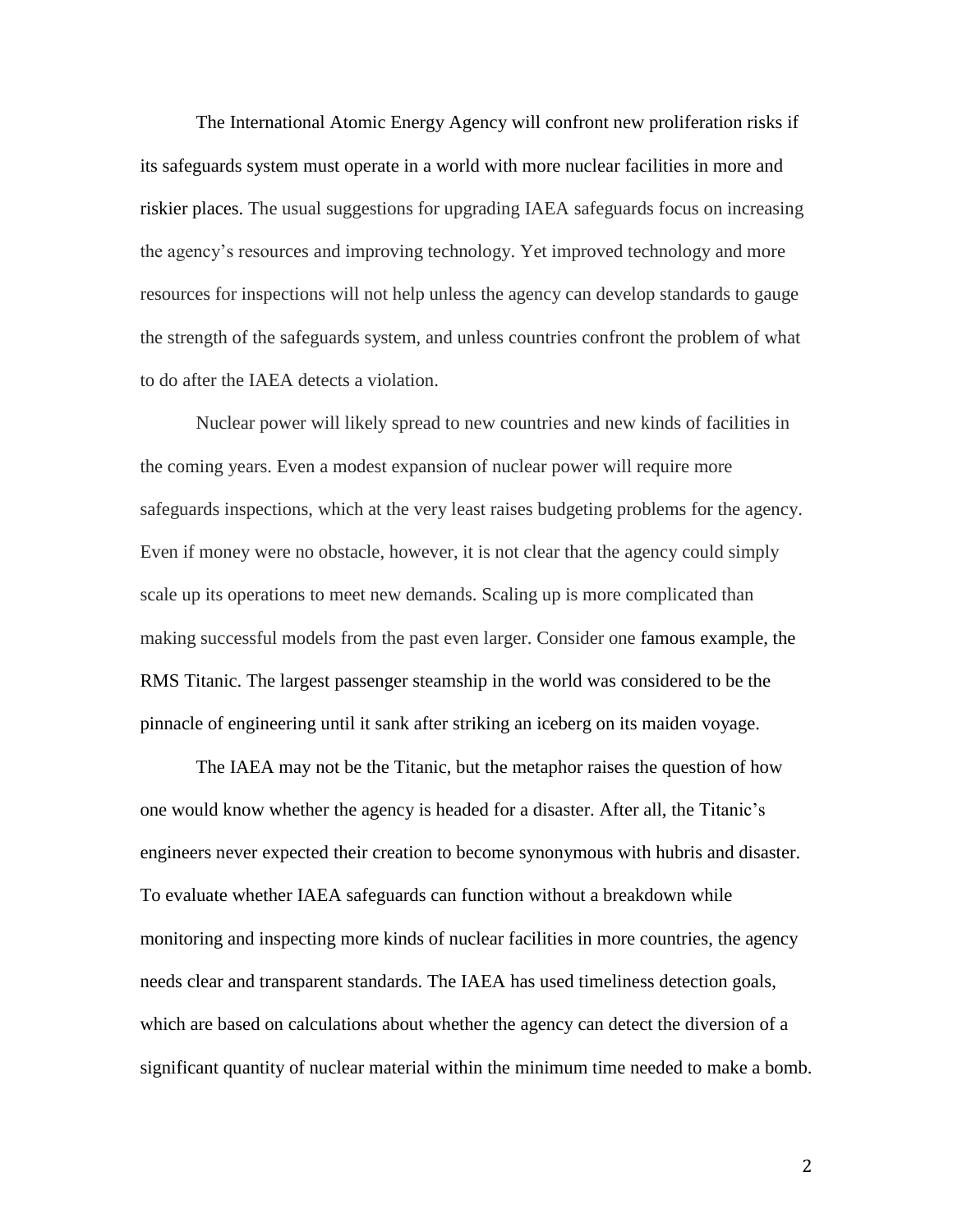The International Atomic Energy Agency will confront new proliferation risks if its safeguards system must operate in a world with more nuclear facilities in more and riskier places. The usual suggestions for upgrading IAEA safeguards focus on increasing the agency's resources and improving technology. Yet improved technology and more resources for inspections will not help unless the agency can develop standards to gauge the strength of the safeguards system, and unless countries confront the problem of what to do after the IAEA detects a violation.

Nuclear power will likely spread to new countries and new kinds of facilities in the coming years. Even a modest expansion of nuclear power will require more safeguards inspections, which at the very least raises budgeting problems for the agency. Even if money were no obstacle, however, it is not clear that the agency could simply scale up its operations to meet new demands. Scaling up is more complicated than making successful models from the past even larger. Consider one famous example, the RMS Titanic. The largest passenger steamship in the world was considered to be the pinnacle of engineering until it sank after striking an iceberg on its maiden voyage.

The IAEA may not be the Titanic, but the metaphor raises the question of how one would know whether the agency is headed for a disaster. After all, the Titanic's engineers never expected their creation to become synonymous with hubris and disaster. To evaluate whether IAEA safeguards can function without a breakdown while monitoring and inspecting more kinds of nuclear facilities in more countries, the agency needs clear and transparent standards. The IAEA has used timeliness detection goals, which are based on calculations about whether the agency can detect the diversion of a significant quantity of nuclear material within the minimum time needed to make a bomb.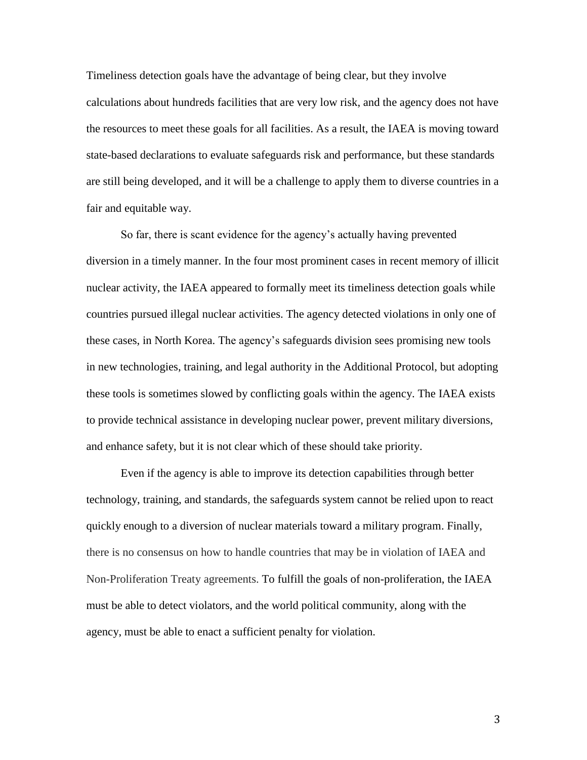Timeliness detection goals have the advantage of being clear, but they involve calculations about hundreds facilities that are very low risk, and the agency does not have the resources to meet these goals for all facilities. As a result, the IAEA is moving toward state-based declarations to evaluate safeguards risk and performance, but these standards are still being developed, and it will be a challenge to apply them to diverse countries in a fair and equitable way.

So far, there is scant evidence for the agency's actually having prevented diversion in a timely manner. In the four most prominent cases in recent memory of illicit nuclear activity, the IAEA appeared to formally meet its timeliness detection goals while countries pursued illegal nuclear activities. The agency detected violations in only one of these cases, in North Korea. The agency's safeguards division sees promising new tools in new technologies, training, and legal authority in the Additional Protocol, but adopting these tools is sometimes slowed by conflicting goals within the agency. The IAEA exists to provide technical assistance in developing nuclear power, prevent military diversions, and enhance safety, but it is not clear which of these should take priority.

Even if the agency is able to improve its detection capabilities through better technology, training, and standards, the safeguards system cannot be relied upon to react quickly enough to a diversion of nuclear materials toward a military program. Finally, there is no consensus on how to handle countries that may be in violation of IAEA and Non-Proliferation Treaty agreements. To fulfill the goals of non-proliferation, the IAEA must be able to detect violators, and the world political community, along with the agency, must be able to enact a sufficient penalty for violation.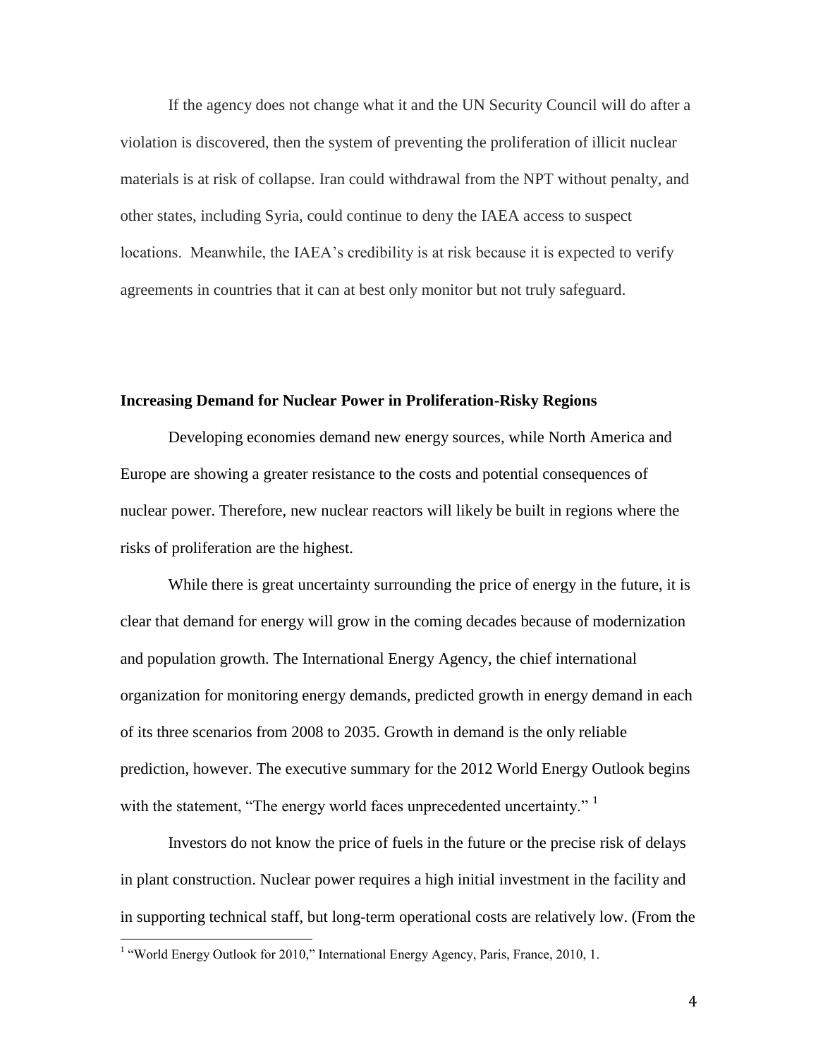If the agency does not change what it and the UN Security Council will do after a violation is discovered, then the system of preventing the proliferation of illicit nuclear materials is at risk of collapse. Iran could withdrawal from the NPT without penalty, and other states, including Syria, could continue to deny the IAEA access to suspect locations. Meanwhile, the IAEA's credibility is at risk because it is expected to verify agreements in countries that it can at best only monitor but not truly safeguard.

## Increasing Demand for Nuclear Power in Proliferation-Risky Regions

Developing economies demand new energy sources, while North America and Europe are showing a greater resistance to the costs and potential consequences of nuclear power. Therefore, new nuclear reactors will likely be built in regions where the risks of proliferation are the highest.

While there is great uncertainty surrounding the price of energy in the future, it is clear that demand for energy will grow in the coming decades because of modernization and population growth. The International Energy Agency, the chief international organization for monitoring energy demands, predicted growth in energy demand in each of its three scenarios from 2008 to 2035. Growth in demand is the only reliable prediction, however. The executive summary for the 2012 World Energy Outlook begins with the statement, "The energy world faces unprecedented uncertainty." [1]

Investors do not know the price of fuels in the future or the precise risk of delays in plant construction. Nuclear power requires a high initial investment in the facility and in supporting technical staff, but long-term operational costs are relatively low. (From the

[1] "World Energy Outlook for 2010," International Energy Agency, Paris, France, 2010, 1.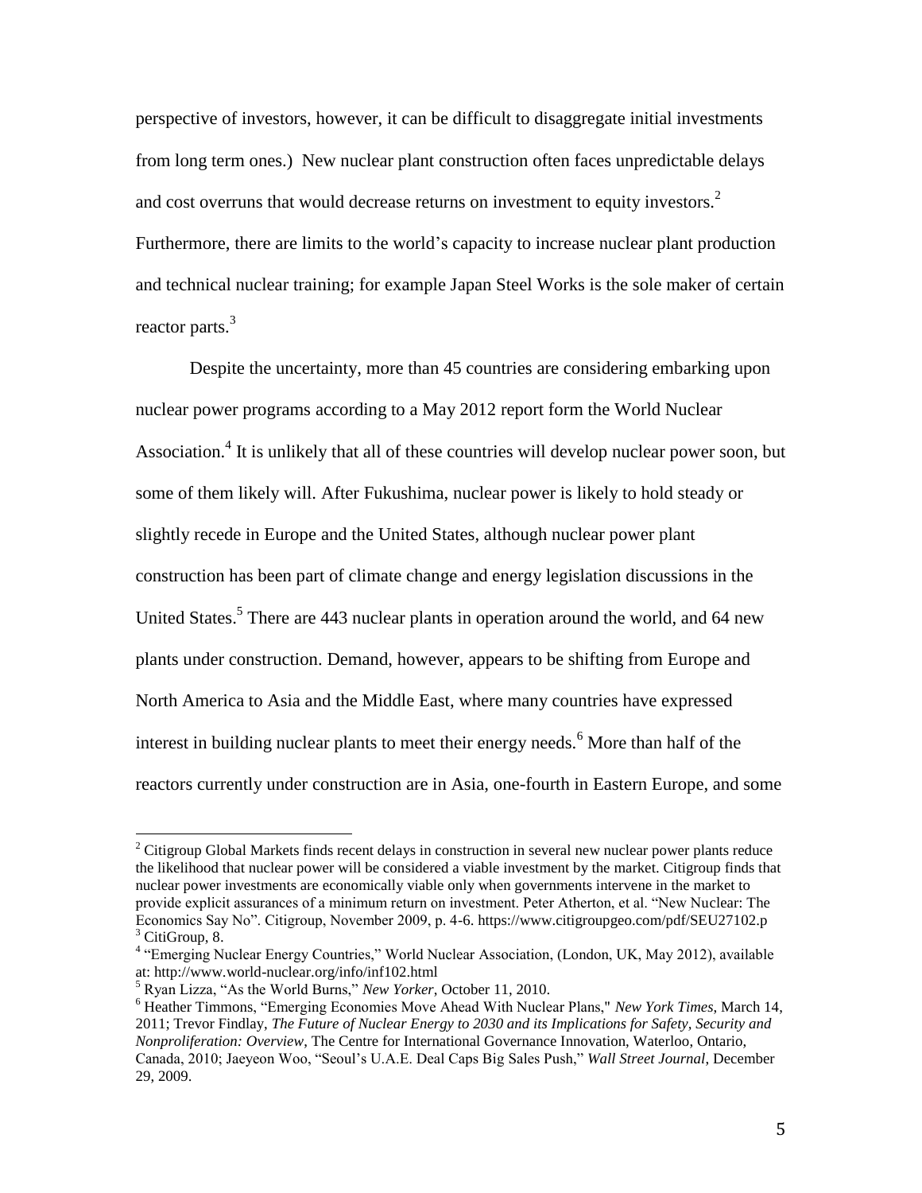perspective of investors, however, it can be difficult to disaggregate initial investments from long term ones.) New nuclear plant construction often faces unpredictable delays and cost overruns that would decrease returns on investment to equity investors.[2] Furthermore, there are limits to the world's capacity to increase nuclear plant production and technical nuclear training; for example Japan Steel Works is the sole maker of certain reactor parts.[3]

Despite the uncertainty, more than 45 countries are considering embarking upon nuclear power programs according to a May 2012 report form the World Nuclear Association.[4] It is unlikely that all of these countries will develop nuclear power soon, but some of them likely will. After Fukushima, nuclear power is likely to hold steady or slightly recede in Europe and the United States, although nuclear power plant construction has been part of climate change and energy legislation discussions in the United States.[5] There are 443 nuclear plants in operation around the world, and 64 new plants under construction. Demand, however, appears to be shifting from Europe and North America to Asia and the Middle East, where many countries have expressed interest in building nuclear plants to meet their energy needs.[6] More than half of the reactors currently under construction are in Asia, one-fourth in Eastern Europe, and some

---

[2] Citigroup Global Markets finds recent delays in construction in several new nuclear power plants reduce the likelihood that nuclear power will be considered a viable investment by the market. Citigroup finds that nuclear power investments are economically viable only when governments intervene in the market to provide explicit assurances of a minimum return on investment. Peter Atherton, et al. "New Nuclear: The Economics Say No". Citigroup, November 2009, p. 4-6. https://www.citigroupgeo.com/pdf/SEU27102.p

[3] CitiGroup, 8.

[4] "Emerging Nuclear Energy Countries," World Nuclear Association, (London, UK, May 2012), available at: http://www.world-nuclear.org/info/inf102.html

[5] Ryan Lizza, "As the World Burns," *New Yorker*, October 11, 2010.

[6] Heather Timmons, "Emerging Economies Move Ahead With Nuclear Plans," *New York Times*, March 14, 2011; Trevor Findlay, *The Future of Nuclear Energy to 2030 and its Implications for Safety, Security and Nonproliferation: Overview*, The Centre for International Governance Innovation, Waterloo, Ontario, Canada, 2010; Jaeyeon Woo, "Seoul's U.A.E. Deal Caps Big Sales Push," *Wall Street Journal*, December 29, 2009.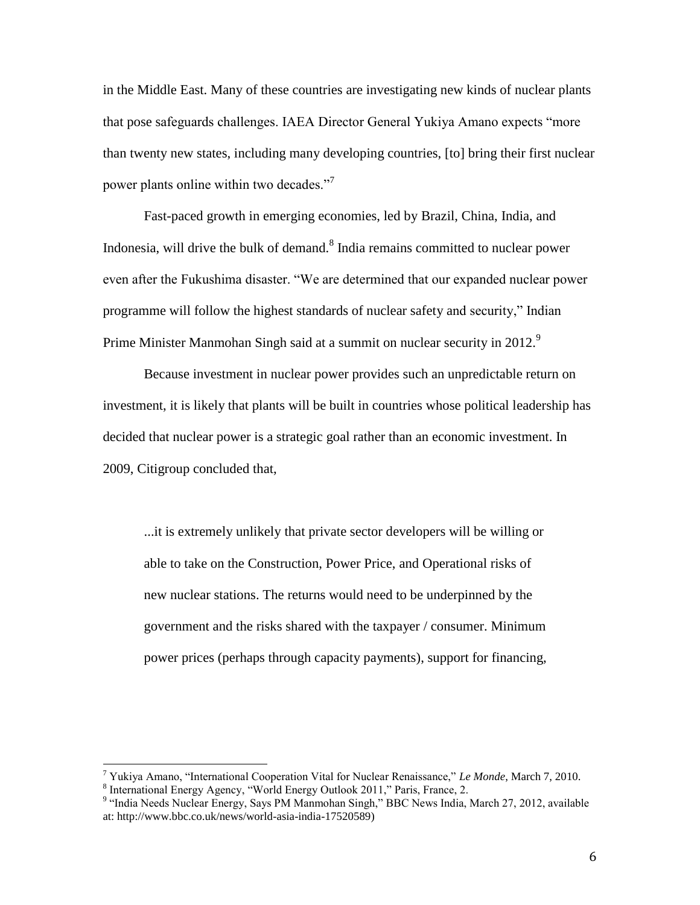in the Middle East. Many of these countries are investigating new kinds of nuclear plants that pose safeguards challenges. IAEA Director General Yukiya Amano expects "more than twenty new states, including many developing countries, [to] bring their first nuclear power plants online within two decades."[7]

Fast-paced growth in emerging economies, led by Brazil, China, India, and Indonesia, will drive the bulk of demand.[8] India remains committed to nuclear power even after the Fukushima disaster. "We are determined that our expanded nuclear power programme will follow the highest standards of nuclear safety and security," Indian Prime Minister Manmohan Singh said at a summit on nuclear security in 2012.[9]

Because investment in nuclear power provides such an unpredictable return on investment, it is likely that plants will be built in countries whose political leadership has decided that nuclear power is a strategic goal rather than an economic investment. In 2009, Citigroup concluded that,

> ...it is extremely unlikely that private sector developers will be willing or able to take on the Construction, Power Price, and Operational risks of new nuclear stations. The returns would need to be underpinned by the government and the risks shared with the taxpayer / consumer. Minimum power prices (perhaps through capacity payments), support for financing,

---

[7] Yukiya Amano, "International Cooperation Vital for Nuclear Renaissance," *Le Monde*, March 7, 2010.

[8] International Energy Agency, "World Energy Outlook 2011," Paris, France, 2.

[9] "India Needs Nuclear Energy, Says PM Manmohan Singh," BBC News India, March 27, 2012, available at: http://www.bbc.co.uk/news/world-asia-india-17520589)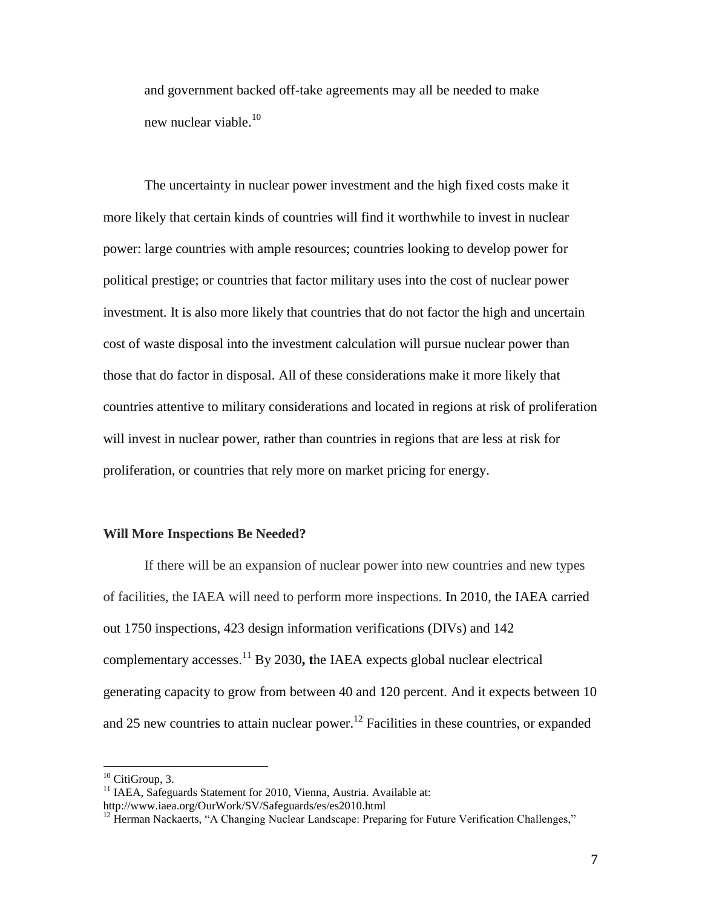and government backed off-take agreements may all be needed to make new nuclear viable.[10]

The uncertainty in nuclear power investment and the high fixed costs make it more likely that certain kinds of countries will find it worthwhile to invest in nuclear power: large countries with ample resources; countries looking to develop power for political prestige; or countries that factor military uses into the cost of nuclear power investment. It is also more likely that countries that do not factor the high and uncertain cost of waste disposal into the investment calculation will pursue nuclear power than those that do factor in disposal. All of these considerations make it more likely that countries attentive to military considerations and located in regions at risk of proliferation will invest in nuclear power, rather than countries in regions that are less at risk for proliferation, or countries that rely more on market pricing for energy.

**Will More Inspections Be Needed?**

If there will be an expansion of nuclear power into new countries and new types of facilities, the IAEA will need to perform more inspections. In 2010, the IAEA carried out 1750 inspections, 423 design information verifications (DIVs) and 142 complementary accesses.[11] By 2030**, t**he IAEA expects global nuclear electrical generating capacity to grow from between 40 and 120 percent. And it expects between 10 and 25 new countries to attain nuclear power.[12] Facilities in these countries, or expanded

---

[10] CitiGroup, 3.

[11] IAEA, Safeguards Statement for 2010, Vienna, Austria. Available at: http://www.iaea.org/OurWork/SV/Safeguards/es/es2010.html

[12] Herman Nackaerts, "A Changing Nuclear Landscape: Preparing for Future Verification Challenges,"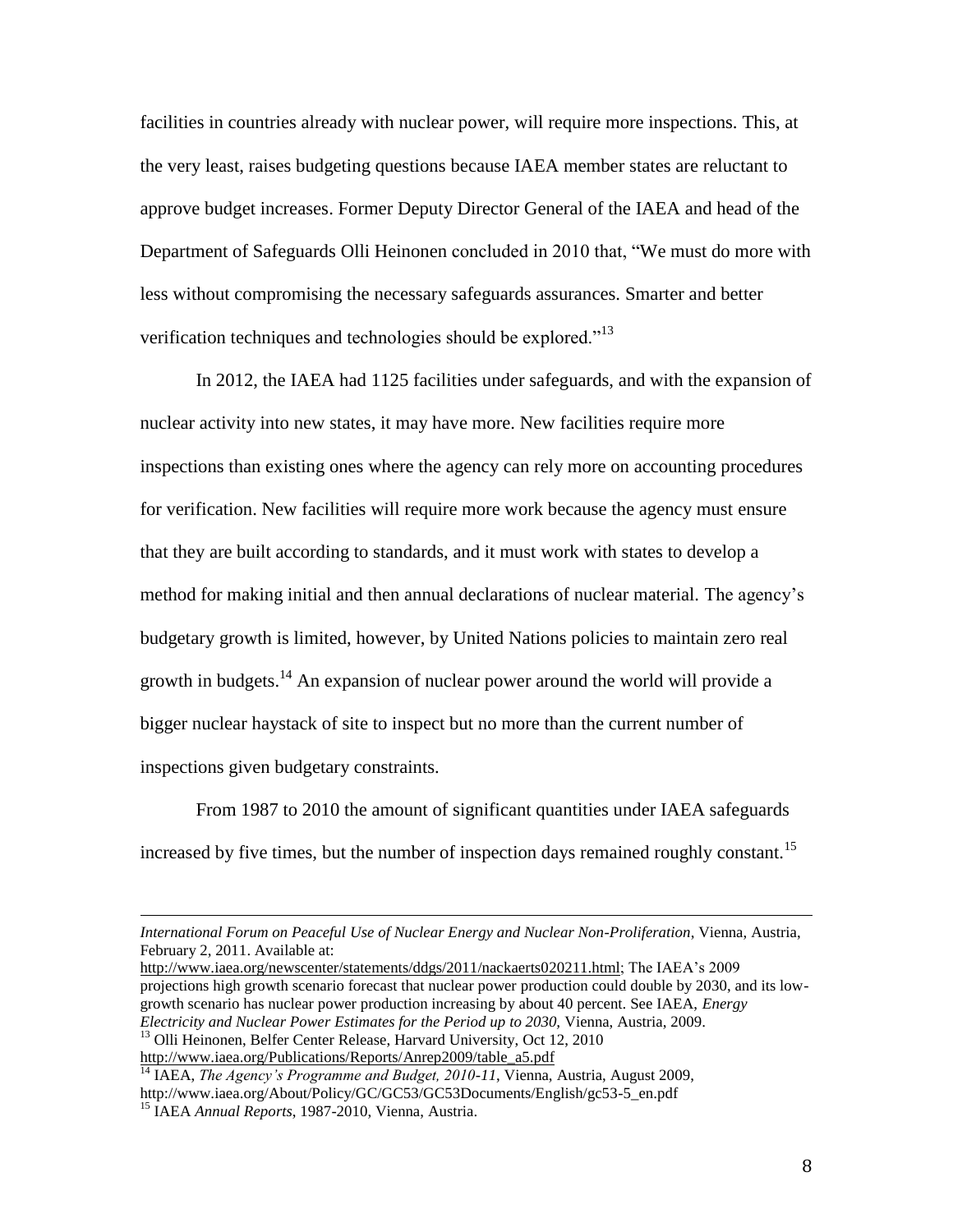facilities in countries already with nuclear power, will require more inspections. This, at the very least, raises budgeting questions because IAEA member states are reluctant to approve budget increases. Former Deputy Director General of the IAEA and head of the Department of Safeguards Olli Heinonen concluded in 2010 that, "We must do more with less without compromising the necessary safeguards assurances. Smarter and better verification techniques and technologies should be explored."[13]

In 2012, the IAEA had 1125 facilities under safeguards, and with the expansion of nuclear activity into new states, it may have more. New facilities require more inspections than existing ones where the agency can rely more on accounting procedures for verification. New facilities will require more work because the agency must ensure that they are built according to standards, and it must work with states to develop a method for making initial and then annual declarations of nuclear material. The agency's budgetary growth is limited, however, by United Nations policies to maintain zero real growth in budgets.[14] An expansion of nuclear power around the world will provide a bigger nuclear haystack of site to inspect but no more than the current number of inspections given budgetary constraints.

From 1987 to 2010 the amount of significant quantities under IAEA safeguards increased by five times, but the number of inspection days remained roughly constant.[15]

---

*International Forum on Peaceful Use of Nuclear Energy and Nuclear Non-Proliferation*, Vienna, Austria, February 2, 2011. Available at: http://www.iaea.org/newscenter/statements/ddgs/2011/nackaerts020211.html; The IAEA's 2009 projections high growth scenario forecast that nuclear power production could double by 2030, and its low-growth scenario has nuclear power production increasing by about 40 percent. See IAEA, *Energy Electricity and Nuclear Power Estimates for the Period up to 2030,* Vienna, Austria, 2009.

[13] Olli Heinonen, Belfer Center Release, Harvard University, Oct 12, 2010 http://www.iaea.org/Publications/Reports/Anrep2009/table_a5.pdf

[14] IAEA, *The Agency's Programme and Budget, 2010-11*, Vienna, Austria, August 2009, http://www.iaea.org/About/Policy/GC/GC53/GC53Documents/English/gc53-5_en.pdf

[15] IAEA *Annual Reports*, 1987-2010, Vienna, Austria.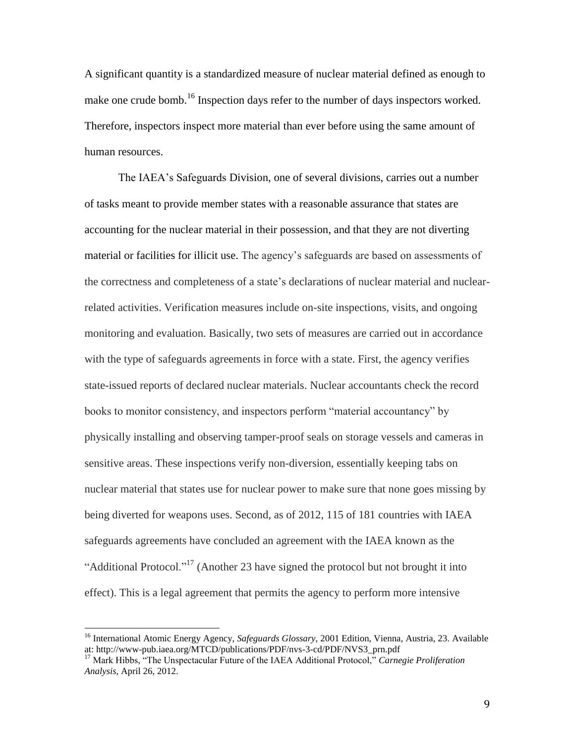A significant quantity is a standardized measure of nuclear material defined as enough to make one crude bomb.[16] Inspection days refer to the number of days inspectors worked. Therefore, inspectors inspect more material than ever before using the same amount of human resources.

The IAEA's Safeguards Division, one of several divisions, carries out a number of tasks meant to provide member states with a reasonable assurance that states are accounting for the nuclear material in their possession, and that they are not diverting material or facilities for illicit use. The agency's safeguards are based on assessments of the correctness and completeness of a state's declarations of nuclear material and nuclear-related activities. Verification measures include on-site inspections, visits, and ongoing monitoring and evaluation. Basically, two sets of measures are carried out in accordance with the type of safeguards agreements in force with a state. First, the agency verifies state-issued reports of declared nuclear materials. Nuclear accountants check the record books to monitor consistency, and inspectors perform "material accountancy" by physically installing and observing tamper-proof seals on storage vessels and cameras in sensitive areas. These inspections verify non-diversion, essentially keeping tabs on nuclear material that states use for nuclear power to make sure that none goes missing by being diverted for weapons uses. Second, as of 2012, 115 of 181 countries with IAEA safeguards agreements have concluded an agreement with the IAEA known as the "Additional Protocol."[17] (Another 23 have signed the protocol but not brought it into effect). This is a legal agreement that permits the agency to perform more intensive

---

[16] International Atomic Energy Agency, *Safeguards Glossary*, 2001 Edition, Vienna, Austria, 23. Available at: http://www-pub.iaea.org/MTCD/publications/PDF/nvs-3-cd/PDF/NVS3_prn.pdf

[17] Mark Hibbs, "The Unspectacular Future of the IAEA Additional Protocol," *Carnegie Proliferation Analysis*, April 26, 2012.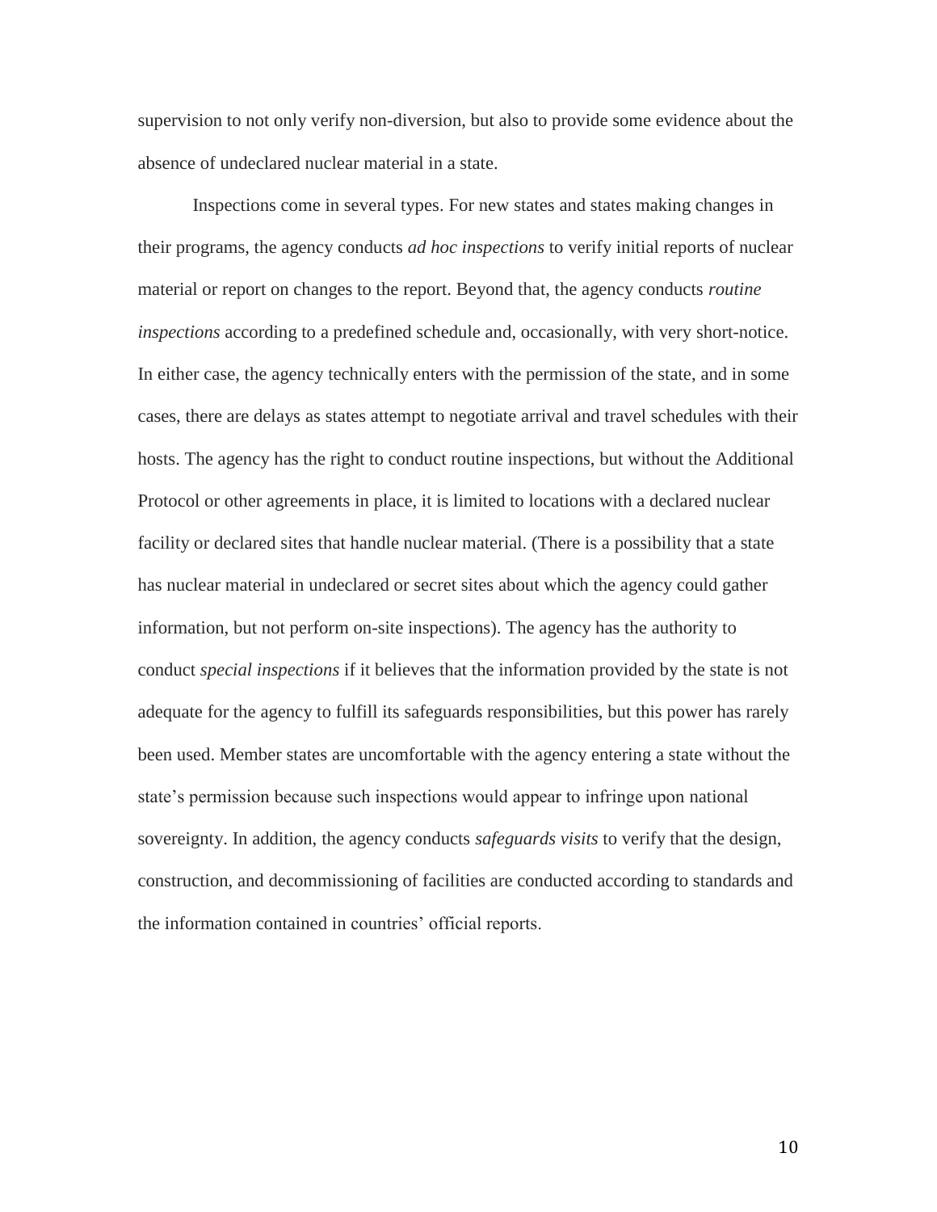supervision to not only verify non-diversion, but also to provide some evidence about the absence of undeclared nuclear material in a state.

Inspections come in several types. For new states and states making changes in their programs, the agency conducts *ad hoc inspections* to verify initial reports of nuclear material or report on changes to the report. Beyond that, the agency conducts *routine inspections* according to a predefined schedule and, occasionally, with very short-notice. In either case, the agency technically enters with the permission of the state, and in some cases, there are delays as states attempt to negotiate arrival and travel schedules with their hosts. The agency has the right to conduct routine inspections, but without the Additional Protocol or other agreements in place, it is limited to locations with a declared nuclear facility or declared sites that handle nuclear material. (There is a possibility that a state has nuclear material in undeclared or secret sites about which the agency could gather information, but not perform on-site inspections). The agency has the authority to conduct *special inspections* if it believes that the information provided by the state is not adequate for the agency to fulfill its safeguards responsibilities, but this power has rarely been used. Member states are uncomfortable with the agency entering a state without the state's permission because such inspections would appear to infringe upon national sovereignty. In addition, the agency conducts *safeguards visits* to verify that the design, construction, and decommissioning of facilities are conducted according to standards and the information contained in countries' official reports.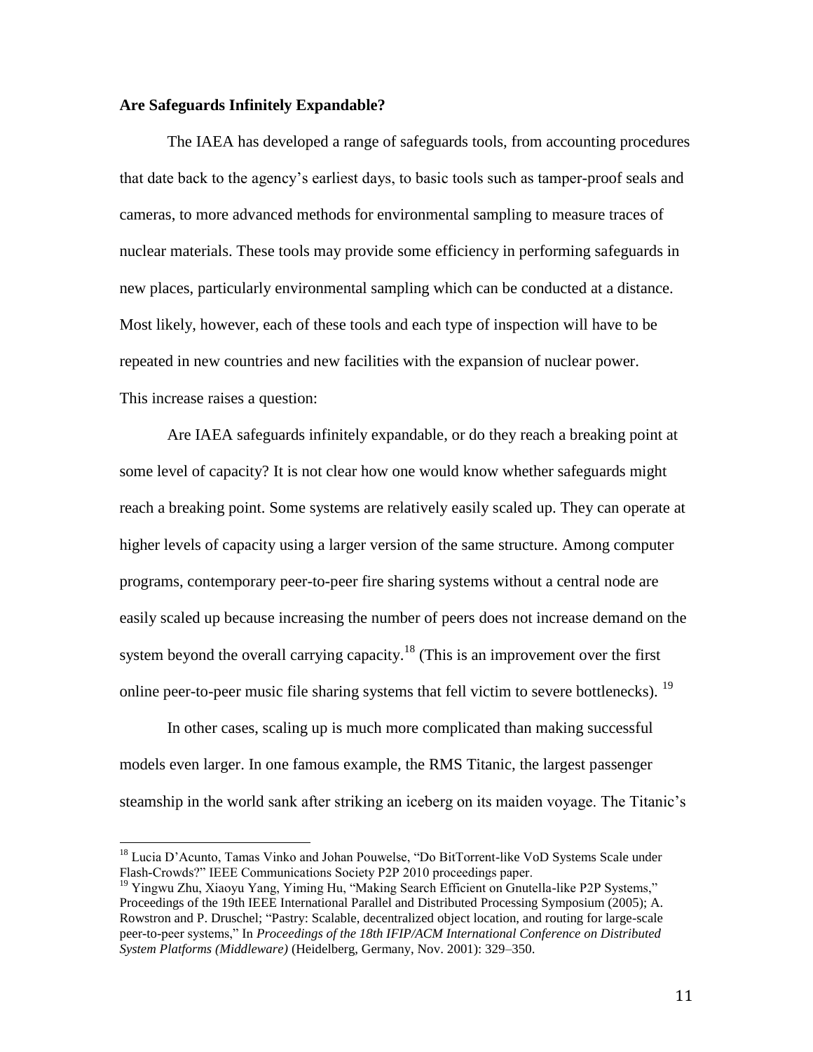**Are Safeguards Infinitely Expandable?**

The IAEA has developed a range of safeguards tools, from accounting procedures that date back to the agency's earliest days, to basic tools such as tamper-proof seals and cameras, to more advanced methods for environmental sampling to measure traces of nuclear materials. These tools may provide some efficiency in performing safeguards in new places, particularly environmental sampling which can be conducted at a distance. Most likely, however, each of these tools and each type of inspection will have to be repeated in new countries and new facilities with the expansion of nuclear power. This increase raises a question:

Are IAEA safeguards infinitely expandable, or do they reach a breaking point at some level of capacity? It is not clear how one would know whether safeguards might reach a breaking point. Some systems are relatively easily scaled up. They can operate at higher levels of capacity using a larger version of the same structure. Among computer programs, contemporary peer-to-peer fire sharing systems without a central node are easily scaled up because increasing the number of peers does not increase demand on the system beyond the overall carrying capacity.[18] (This is an improvement over the first online peer-to-peer music file sharing systems that fell victim to severe bottlenecks). [19]

In other cases, scaling up is much more complicated than making successful models even larger. In one famous example, the RMS Titanic, the largest passenger steamship in the world sank after striking an iceberg on its maiden voyage. The Titanic's

---

[18] Lucia D'Acunto, Tamas Vinko and Johan Pouwelse, "Do BitTorrent-like VoD Systems Scale under Flash-Crowds?" IEEE Communications Society P2P 2010 proceedings paper.

[19] Yingwu Zhu, Xiaoyu Yang, Yiming Hu, "Making Search Efficient on Gnutella-like P2P Systems," Proceedings of the 19th IEEE International Parallel and Distributed Processing Symposium (2005); A. Rowstron and P. Druschel; "Pastry: Scalable, decentralized object location, and routing for large-scale peer-to-peer systems," In *Proceedings of the 18th IFIP/ACM International Conference on Distributed System Platforms (Middleware)* (Heidelberg, Germany, Nov. 2001): 329–350.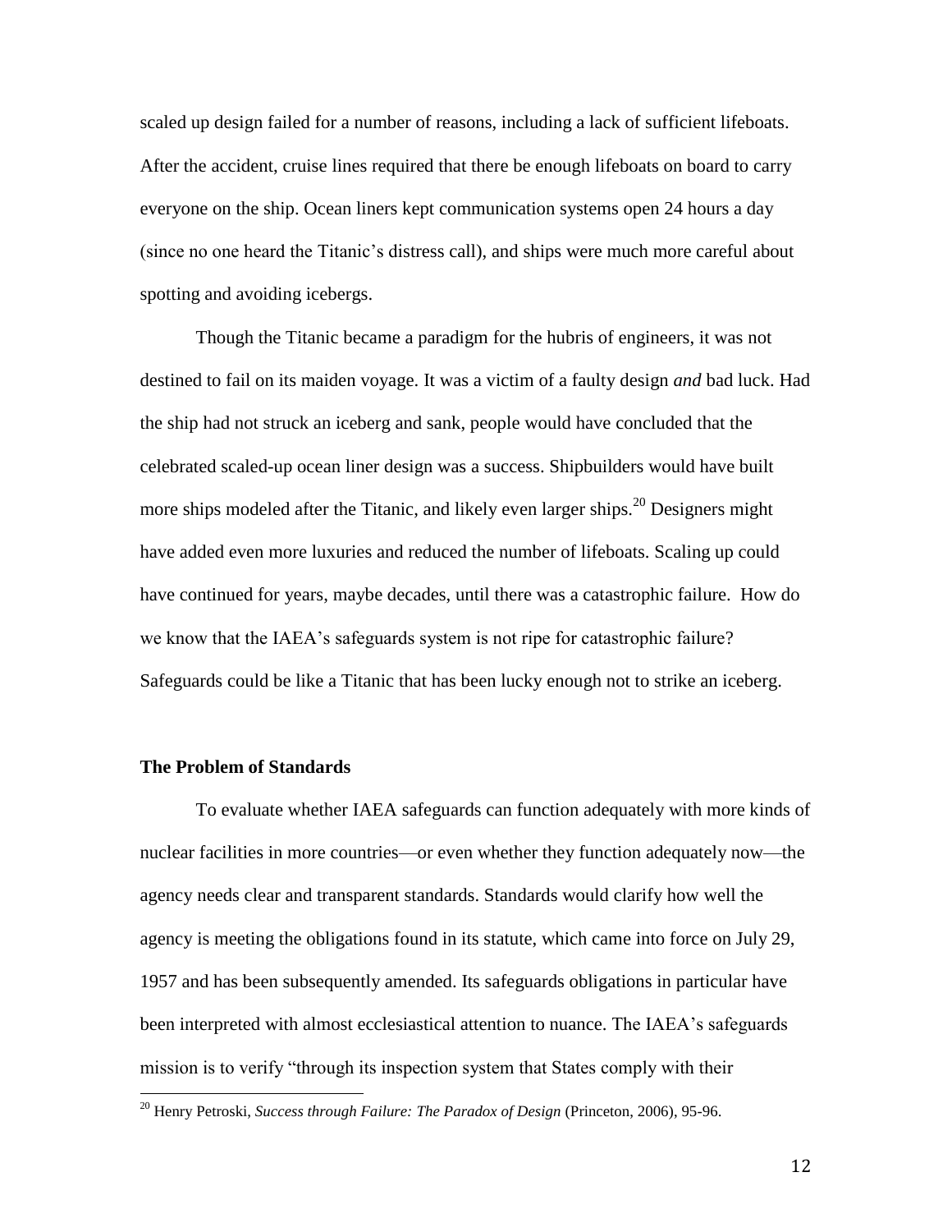scaled up design failed for a number of reasons, including a lack of sufficient lifeboats. After the accident, cruise lines required that there be enough lifeboats on board to carry everyone on the ship. Ocean liners kept communication systems open 24 hours a day (since no one heard the Titanic's distress call), and ships were much more careful about spotting and avoiding icebergs.

Though the Titanic became a paradigm for the hubris of engineers, it was not destined to fail on its maiden voyage. It was a victim of a faulty design *and* bad luck. Had the ship had not struck an iceberg and sank, people would have concluded that the celebrated scaled-up ocean liner design was a success. Shipbuilders would have built more ships modeled after the Titanic, and likely even larger ships.[20] Designers might have added even more luxuries and reduced the number of lifeboats. Scaling up could have continued for years, maybe decades, until there was a catastrophic failure. How do we know that the IAEA's safeguards system is not ripe for catastrophic failure? Safeguards could be like a Titanic that has been lucky enough not to strike an iceberg.

### The Problem of Standards

To evaluate whether IAEA safeguards can function adequately with more kinds of nuclear facilities in more countries—or even whether they function adequately now—the agency needs clear and transparent standards. Standards would clarify how well the agency is meeting the obligations found in its statute, which came into force on July 29, 1957 and has been subsequently amended. Its safeguards obligations in particular have been interpreted with almost ecclesiastical attention to nuance. The IAEA's safeguards mission is to verify "through its inspection system that States comply with their

---

[20] Henry Petroski, *Success through Failure: The Paradox of Design* (Princeton, 2006), 95-96.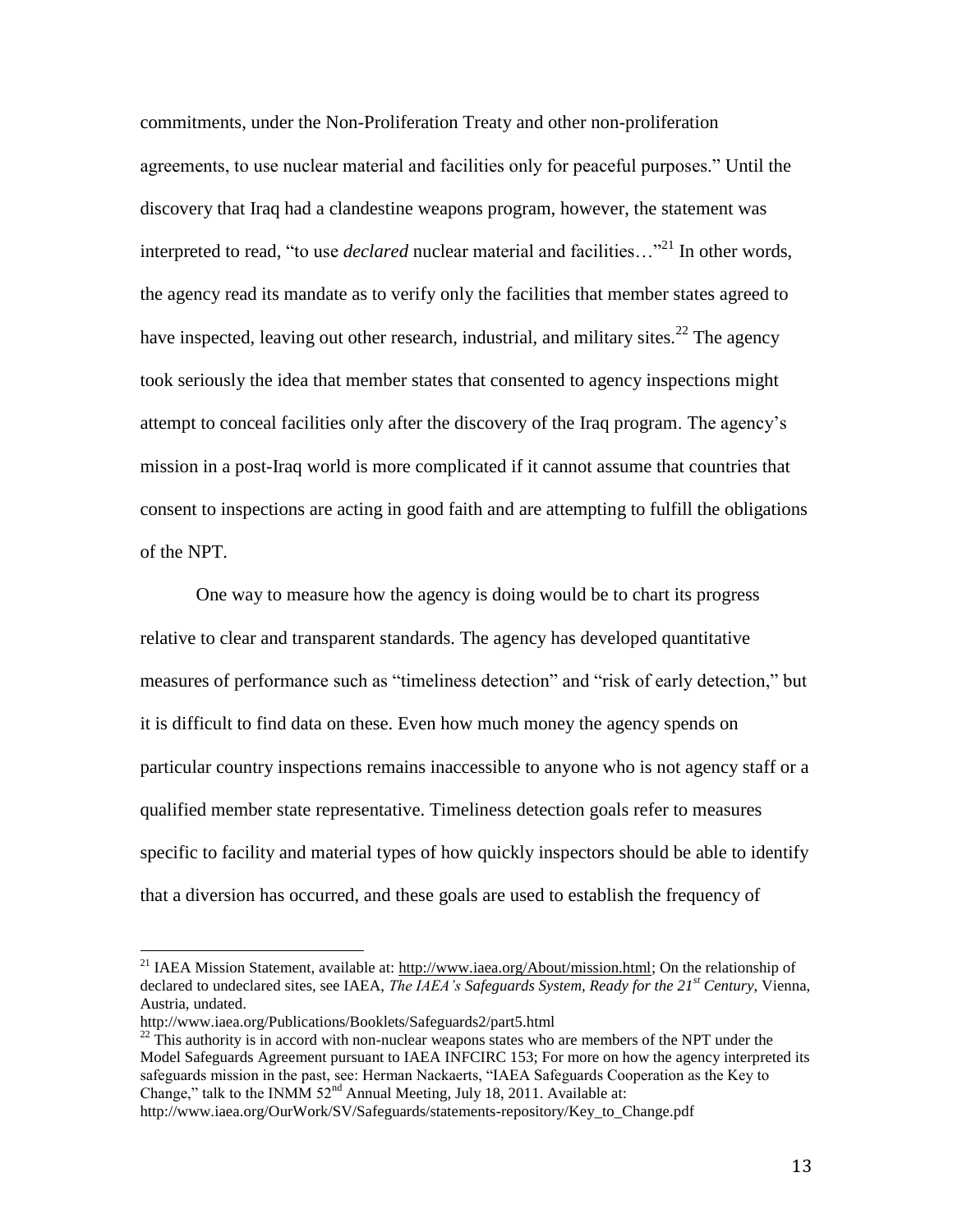commitments, under the Non-Proliferation Treaty and other non-proliferation agreements, to use nuclear material and facilities only for peaceful purposes." Until the discovery that Iraq had a clandestine weapons program, however, the statement was interpreted to read, "to use *declared* nuclear material and facilities…"[21] In other words, the agency read its mandate as to verify only the facilities that member states agreed to have inspected, leaving out other research, industrial, and military sites.[22] The agency took seriously the idea that member states that consented to agency inspections might attempt to conceal facilities only after the discovery of the Iraq program. The agency's mission in a post-Iraq world is more complicated if it cannot assume that countries that consent to inspections are acting in good faith and are attempting to fulfill the obligations of the NPT.

One way to measure how the agency is doing would be to chart its progress relative to clear and transparent standards. The agency has developed quantitative measures of performance such as "timeliness detection" and "risk of early detection," but it is difficult to find data on these. Even how much money the agency spends on particular country inspections remains inaccessible to anyone who is not agency staff or a qualified member state representative. Timeliness detection goals refer to measures specific to facility and material types of how quickly inspectors should be able to identify that a diversion has occurred, and these goals are used to establish the frequency of

---

[21] IAEA Mission Statement, available at: http://www.iaea.org/About/mission.html; On the relationship of declared to undeclared sites, see IAEA, *The IAEA's Safeguards System, Ready for the 21st Century*, Vienna, Austria, undated.
http://www.iaea.org/Publications/Booklets/Safeguards2/part5.html

[22] This authority is in accord with non-nuclear weapons states who are members of the NPT under the Model Safeguards Agreement pursuant to IAEA INFCIRC 153; For more on how the agency interpreted its safeguards mission in the past, see: Herman Nackaerts, "IAEA Safeguards Cooperation as the Key to Change," talk to the INMM 52nd Annual Meeting, July 18, 2011. Available at:
http://www.iaea.org/OurWork/SV/Safeguards/statements-repository/Key_to_Change.pdf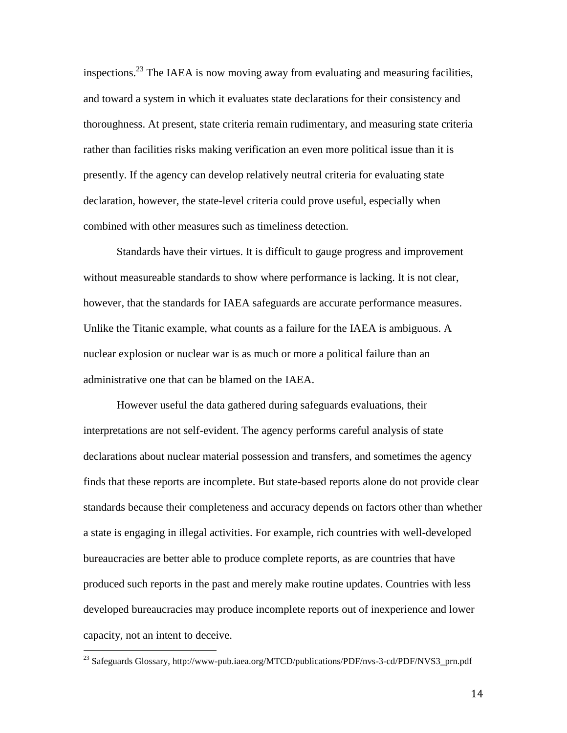inspections.[23] The IAEA is now moving away from evaluating and measuring facilities, and toward a system in which it evaluates state declarations for their consistency and thoroughness. At present, state criteria remain rudimentary, and measuring state criteria rather than facilities risks making verification an even more political issue than it is presently. If the agency can develop relatively neutral criteria for evaluating state declaration, however, the state-level criteria could prove useful, especially when combined with other measures such as timeliness detection.

Standards have their virtues. It is difficult to gauge progress and improvement without measureable standards to show where performance is lacking. It is not clear, however, that the standards for IAEA safeguards are accurate performance measures. Unlike the Titanic example, what counts as a failure for the IAEA is ambiguous. A nuclear explosion or nuclear war is as much or more a political failure than an administrative one that can be blamed on the IAEA.

However useful the data gathered during safeguards evaluations, their interpretations are not self-evident. The agency performs careful analysis of state declarations about nuclear material possession and transfers, and sometimes the agency finds that these reports are incomplete. But state-based reports alone do not provide clear standards because their completeness and accuracy depends on factors other than whether a state is engaging in illegal activities. For example, rich countries with well-developed bureaucracies are better able to produce complete reports, as are countries that have produced such reports in the past and merely make routine updates. Countries with less developed bureaucracies may produce incomplete reports out of inexperience and lower capacity, not an intent to deceive.

[23] Safeguards Glossary, http://www-pub.iaea.org/MTCD/publications/PDF/nvs-3-cd/PDF/NVS3_prn.pdf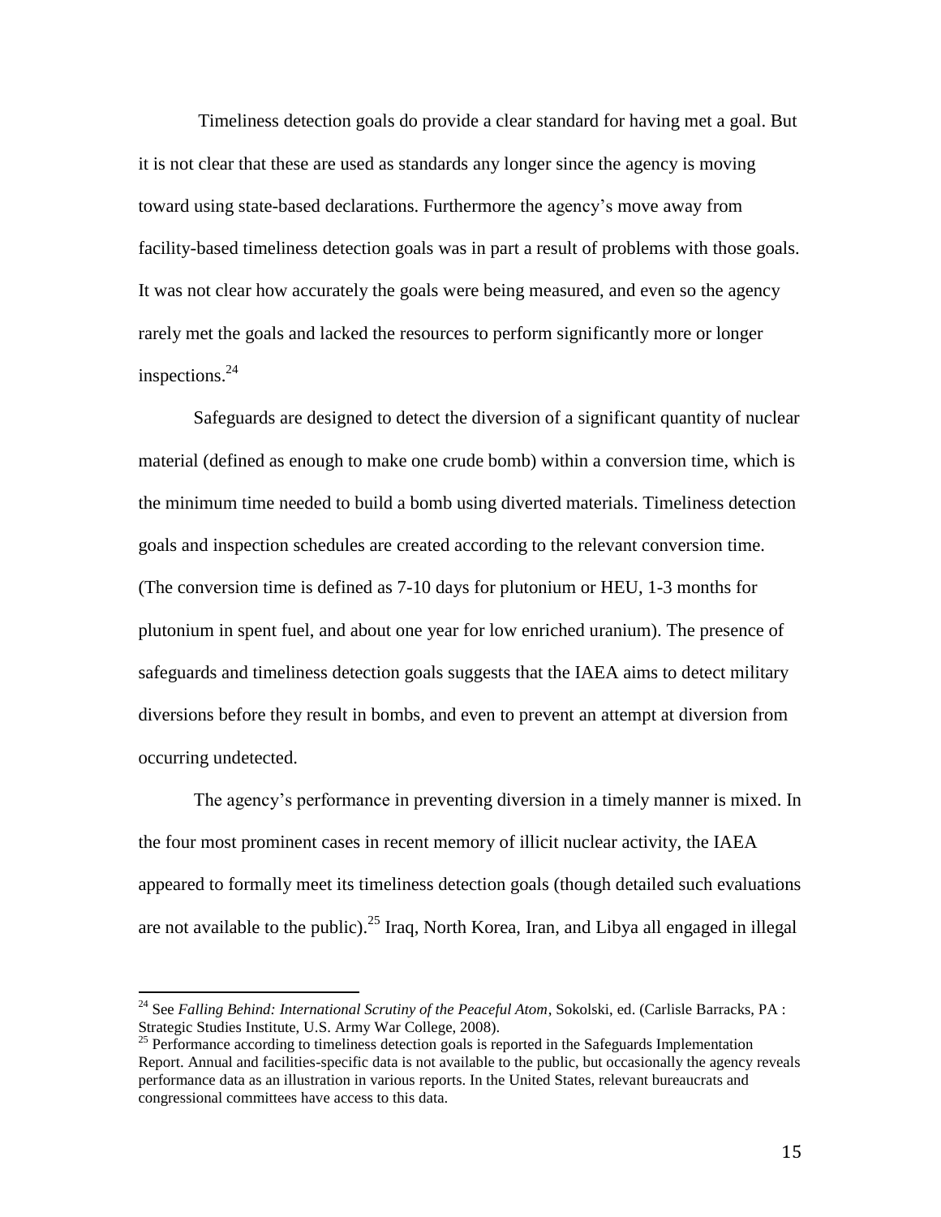Timeliness detection goals do provide a clear standard for having met a goal. But it is not clear that these are used as standards any longer since the agency is moving toward using state-based declarations. Furthermore the agency's move away from facility-based timeliness detection goals was in part a result of problems with those goals. It was not clear how accurately the goals were being measured, and even so the agency rarely met the goals and lacked the resources to perform significantly more or longer inspections.[24]

Safeguards are designed to detect the diversion of a significant quantity of nuclear material (defined as enough to make one crude bomb) within a conversion time, which is the minimum time needed to build a bomb using diverted materials. Timeliness detection goals and inspection schedules are created according to the relevant conversion time. (The conversion time is defined as 7-10 days for plutonium or HEU, 1-3 months for plutonium in spent fuel, and about one year for low enriched uranium). The presence of safeguards and timeliness detection goals suggests that the IAEA aims to detect military diversions before they result in bombs, and even to prevent an attempt at diversion from occurring undetected.

The agency's performance in preventing diversion in a timely manner is mixed. In the four most prominent cases in recent memory of illicit nuclear activity, the IAEA appeared to formally meet its timeliness detection goals (though detailed such evaluations are not available to the public).[25] Iraq, North Korea, Iran, and Libya all engaged in illegal

---

[24] See *Falling Behind: International Scrutiny of the Peaceful Atom*, Sokolski, ed. (Carlisle Barracks, PA : Strategic Studies Institute, U.S. Army War College, 2008).

[25] Performance according to timeliness detection goals is reported in the Safeguards Implementation Report. Annual and facilities-specific data is not available to the public, but occasionally the agency reveals performance data as an illustration in various reports. In the United States, relevant bureaucrats and congressional committees have access to this data.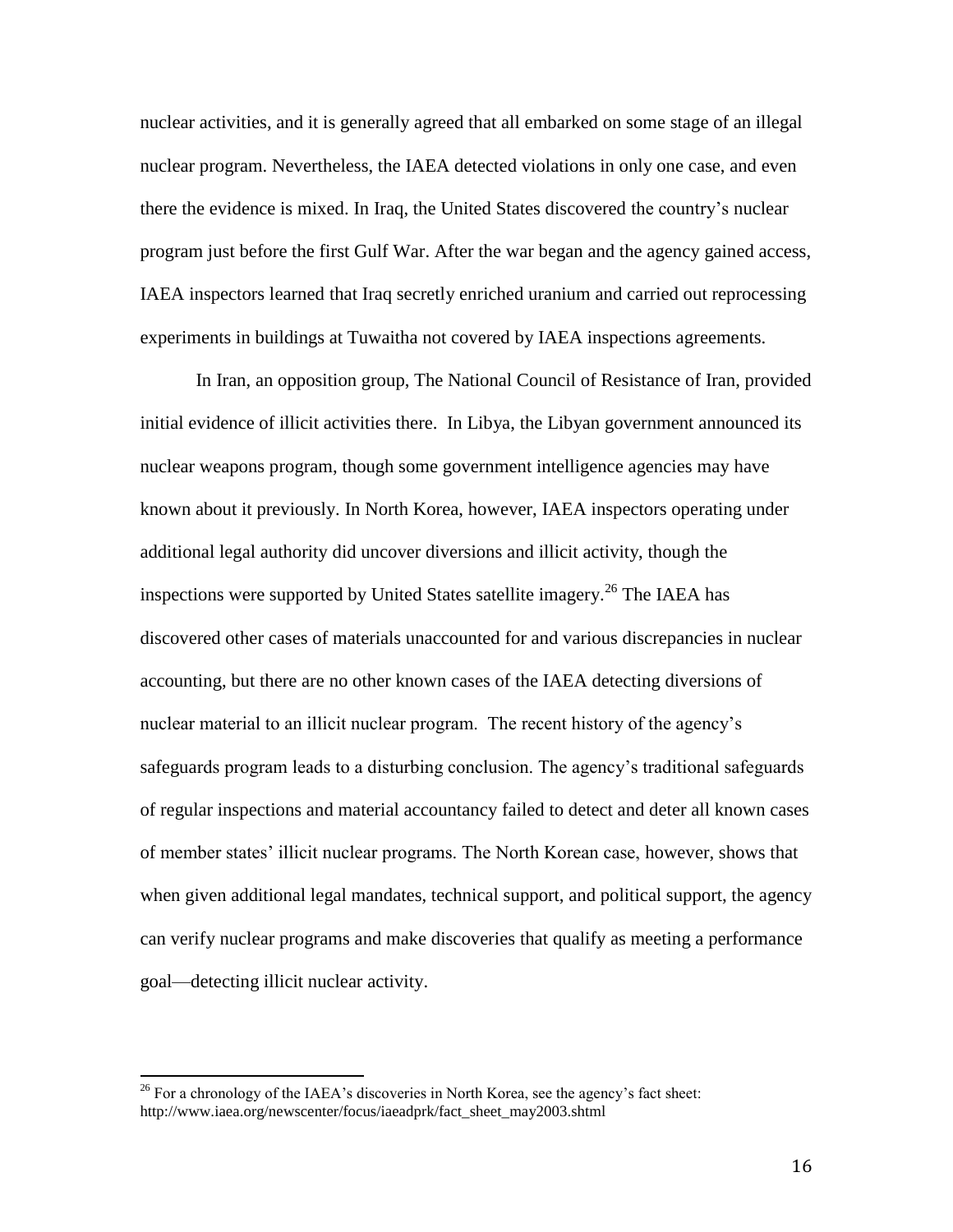nuclear activities, and it is generally agreed that all embarked on some stage of an illegal nuclear program. Nevertheless, the IAEA detected violations in only one case, and even there the evidence is mixed. In Iraq, the United States discovered the country's nuclear program just before the first Gulf War. After the war began and the agency gained access, IAEA inspectors learned that Iraq secretly enriched uranium and carried out reprocessing experiments in buildings at Tuwaitha not covered by IAEA inspections agreements.

In Iran, an opposition group, The National Council of Resistance of Iran, provided initial evidence of illicit activities there. In Libya, the Libyan government announced its nuclear weapons program, though some government intelligence agencies may have known about it previously. In North Korea, however, IAEA inspectors operating under additional legal authority did uncover diversions and illicit activity, though the inspections were supported by United States satellite imagery.[26] The IAEA has discovered other cases of materials unaccounted for and various discrepancies in nuclear accounting, but there are no other known cases of the IAEA detecting diversions of nuclear material to an illicit nuclear program. The recent history of the agency's safeguards program leads to a disturbing conclusion. The agency's traditional safeguards of regular inspections and material accountancy failed to detect and deter all known cases of member states' illicit nuclear programs. The North Korean case, however, shows that when given additional legal mandates, technical support, and political support, the agency can verify nuclear programs and make discoveries that qualify as meeting a performance goal—detecting illicit nuclear activity.

---

[26] For a chronology of the IAEA's discoveries in North Korea, see the agency's fact sheet: http://www.iaea.org/newscenter/focus/iaeadprk/fact_sheet_may2003.shtml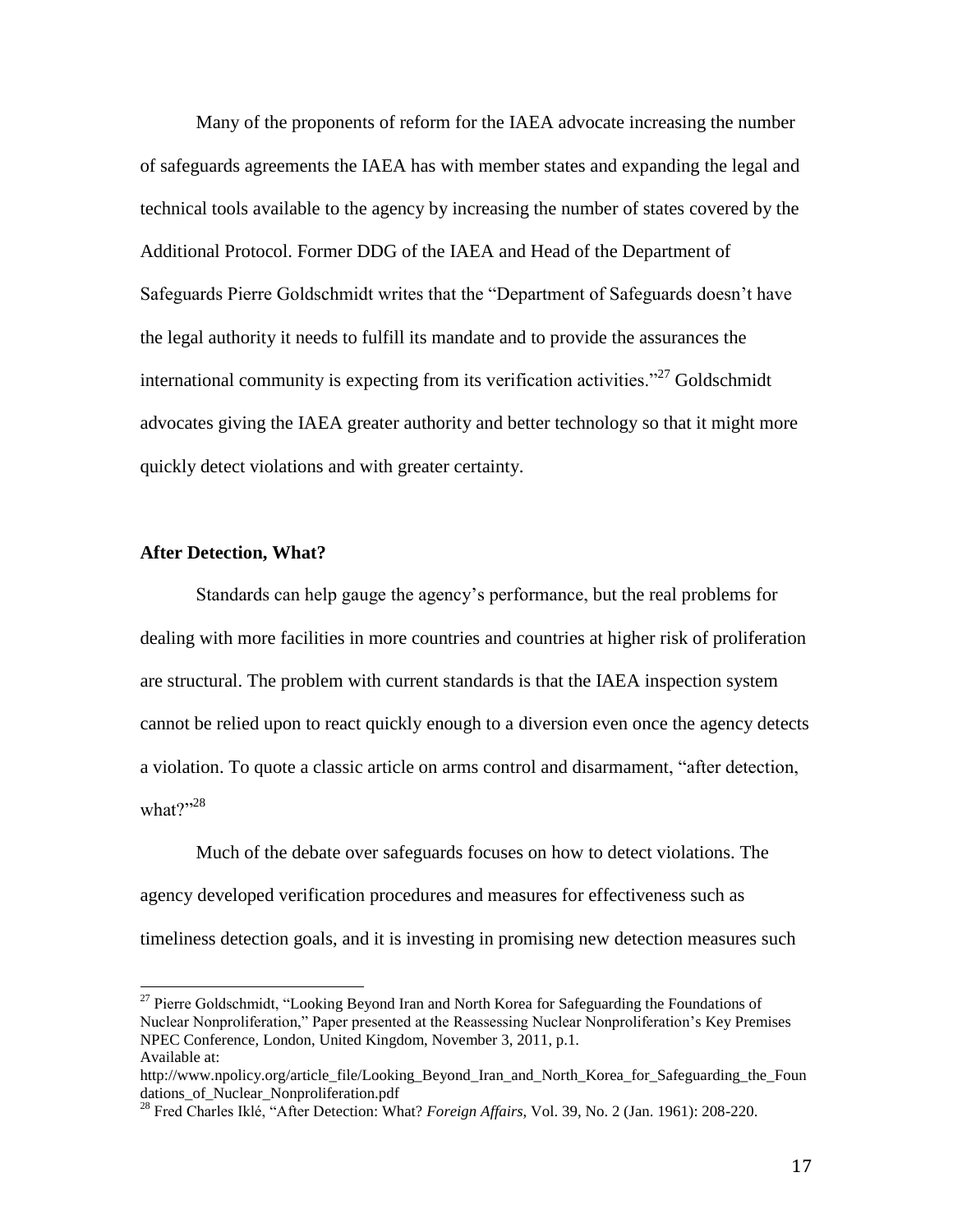Many of the proponents of reform for the IAEA advocate increasing the number of safeguards agreements the IAEA has with member states and expanding the legal and technical tools available to the agency by increasing the number of states covered by the Additional Protocol. Former DDG of the IAEA and Head of the Department of Safeguards Pierre Goldschmidt writes that the "Department of Safeguards doesn't have the legal authority it needs to fulfill its mandate and to provide the assurances the international community is expecting from its verification activities."[27] Goldschmidt advocates giving the IAEA greater authority and better technology so that it might more quickly detect violations and with greater certainty.

**After Detection, What?**

Standards can help gauge the agency's performance, but the real problems for dealing with more facilities in more countries and countries at higher risk of proliferation are structural. The problem with current standards is that the IAEA inspection system cannot be relied upon to react quickly enough to a diversion even once the agency detects a violation. To quote a classic article on arms control and disarmament, "after detection, what?"[28]

Much of the debate over safeguards focuses on how to detect violations. The agency developed verification procedures and measures for effectiveness such as timeliness detection goals, and it is investing in promising new detection measures such

---

[27] Pierre Goldschmidt, "Looking Beyond Iran and North Korea for Safeguarding the Foundations of Nuclear Nonproliferation," Paper presented at the Reassessing Nuclear Nonproliferation's Key Premises NPEC Conference, London, United Kingdom, November 3, 2011, p.1.
Available at:
http://www.npolicy.org/article_file/Looking_Beyond_Iran_and_North_Korea_for_Safeguarding_the_Foundations_of_Nuclear_Nonproliferation.pdf

[28] Fred Charles Iklé, "After Detection: What? *Foreign Affairs*, Vol. 39, No. 2 (Jan. 1961): 208-220.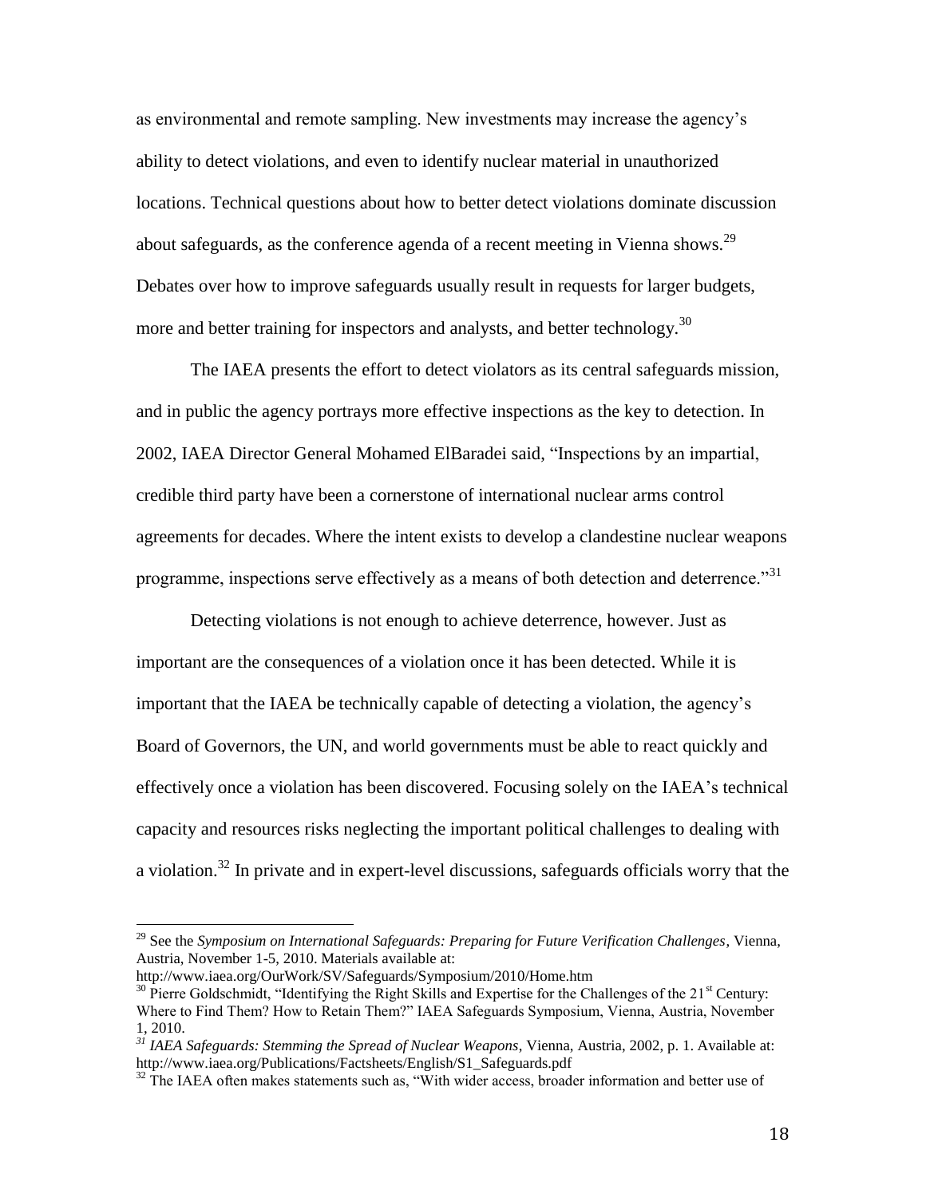as environmental and remote sampling. New investments may increase the agency's ability to detect violations, and even to identify nuclear material in unauthorized locations. Technical questions about how to better detect violations dominate discussion about safeguards, as the conference agenda of a recent meeting in Vienna shows.[29] Debates over how to improve safeguards usually result in requests for larger budgets, more and better training for inspectors and analysts, and better technology.[30]

The IAEA presents the effort to detect violators as its central safeguards mission, and in public the agency portrays more effective inspections as the key to detection. In 2002, IAEA Director General Mohamed ElBaradei said, "Inspections by an impartial, credible third party have been a cornerstone of international nuclear arms control agreements for decades. Where the intent exists to develop a clandestine nuclear weapons programme, inspections serve effectively as a means of both detection and deterrence."[31]

Detecting violations is not enough to achieve deterrence, however. Just as important are the consequences of a violation once it has been detected. While it is important that the IAEA be technically capable of detecting a violation, the agency's Board of Governors, the UN, and world governments must be able to react quickly and effectively once a violation has been discovered. Focusing solely on the IAEA's technical capacity and resources risks neglecting the important political challenges to dealing with a violation.[32] In private and in expert-level discussions, safeguards officials worry that the

---

[29] See the *Symposium on International Safeguards: Preparing for Future Verification Challenges*, Vienna, Austria, November 1-5, 2010. Materials available at: http://www.iaea.org/OurWork/SV/Safeguards/Symposium/2010/Home.htm

[30] Pierre Goldschmidt, "Identifying the Right Skills and Expertise for the Challenges of the 21st Century: Where to Find Them? How to Retain Them?" IAEA Safeguards Symposium, Vienna, Austria, November 1, 2010.

[31] *IAEA Safeguards: Stemming the Spread of Nuclear Weapons*, Vienna, Austria, 2002, p. 1. Available at: http://www.iaea.org/Publications/Factsheets/English/S1_Safeguards.pdf

[32] The IAEA often makes statements such as, "With wider access, broader information and better use of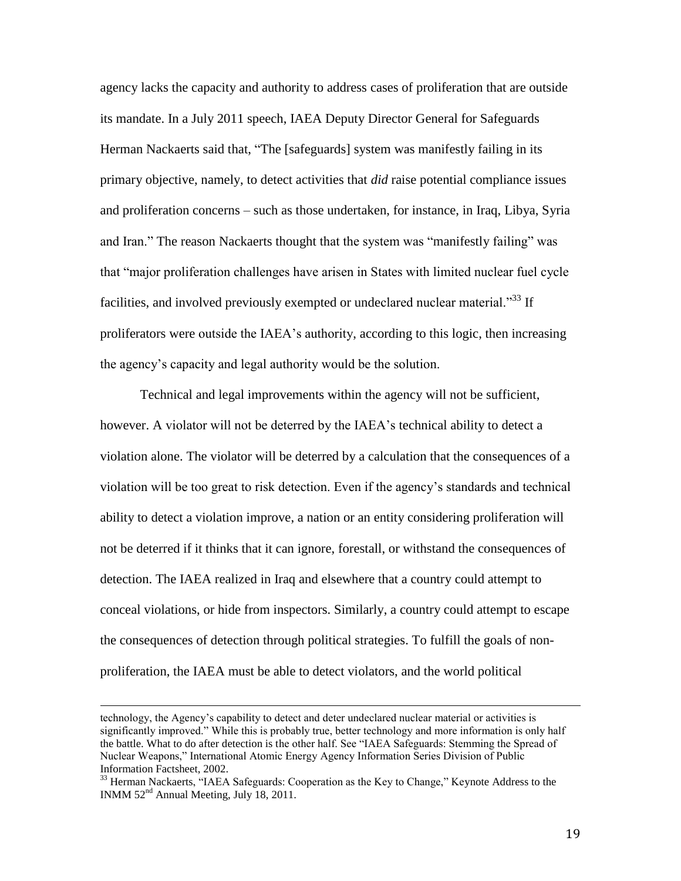agency lacks the capacity and authority to address cases of proliferation that are outside its mandate. In a July 2011 speech, IAEA Deputy Director General for Safeguards Herman Nackaerts said that, "The [safeguards] system was manifestly failing in its primary objective, namely, to detect activities that *did* raise potential compliance issues and proliferation concerns – such as those undertaken, for instance, in Iraq, Libya, Syria and Iran." The reason Nackaerts thought that the system was "manifestly failing" was that "major proliferation challenges have arisen in States with limited nuclear fuel cycle facilities, and involved previously exempted or undeclared nuclear material."[33] If proliferators were outside the IAEA's authority, according to this logic, then increasing the agency's capacity and legal authority would be the solution.

Technical and legal improvements within the agency will not be sufficient, however. A violator will not be deterred by the IAEA's technical ability to detect a violation alone. The violator will be deterred by a calculation that the consequences of a violation will be too great to risk detection. Even if the agency's standards and technical ability to detect a violation improve, a nation or an entity considering proliferation will not be deterred if it thinks that it can ignore, forestall, or withstand the consequences of detection. The IAEA realized in Iraq and elsewhere that a country could attempt to conceal violations, or hide from inspectors. Similarly, a country could attempt to escape the consequences of detection through political strategies. To fulfill the goals of non-proliferation, the IAEA must be able to detect violators, and the world political

---

technology, the Agency's capability to detect and deter undeclared nuclear material or activities is significantly improved." While this is probably true, better technology and more information is only half the battle. What to do after detection is the other half. See "IAEA Safeguards: Stemming the Spread of Nuclear Weapons," International Atomic Energy Agency Information Series Division of Public Information Factsheet, 2002.

[33] Herman Nackaerts, "IAEA Safeguards: Cooperation as the Key to Change," Keynote Address to the INMM 52nd Annual Meeting, July 18, 2011.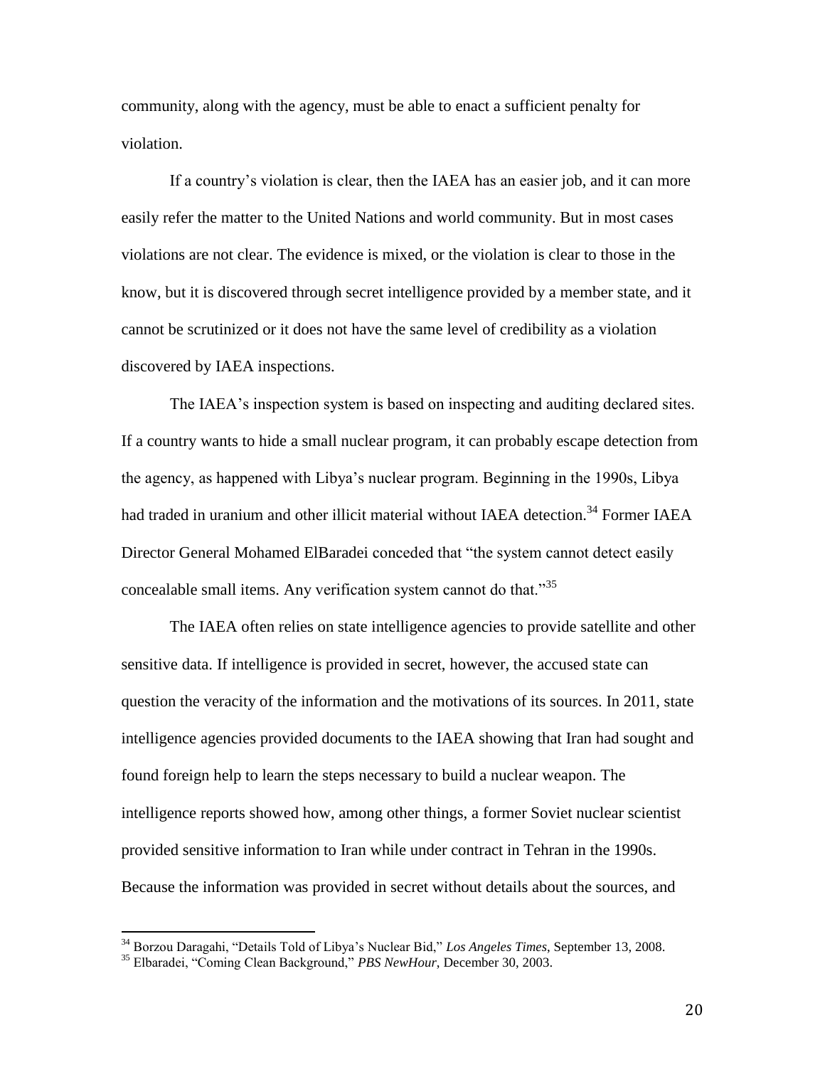community, along with the agency, must be able to enact a sufficient penalty for violation.

If a country's violation is clear, then the IAEA has an easier job, and it can more easily refer the matter to the United Nations and world community. But in most cases violations are not clear. The evidence is mixed, or the violation is clear to those in the know, but it is discovered through secret intelligence provided by a member state, and it cannot be scrutinized or it does not have the same level of credibility as a violation discovered by IAEA inspections.

The IAEA's inspection system is based on inspecting and auditing declared sites. If a country wants to hide a small nuclear program, it can probably escape detection from the agency, as happened with Libya's nuclear program. Beginning in the 1990s, Libya had traded in uranium and other illicit material without IAEA detection.[34] Former IAEA Director General Mohamed ElBaradei conceded that "the system cannot detect easily concealable small items. Any verification system cannot do that."[35]

The IAEA often relies on state intelligence agencies to provide satellite and other sensitive data. If intelligence is provided in secret, however, the accused state can question the veracity of the information and the motivations of its sources. In 2011, state intelligence agencies provided documents to the IAEA showing that Iran had sought and found foreign help to learn the steps necessary to build a nuclear weapon. The intelligence reports showed how, among other things, a former Soviet nuclear scientist provided sensitive information to Iran while under contract in Tehran in the 1990s. Because the information was provided in secret without details about the sources, and

---

[34] Borzou Daragahi, "Details Told of Libya's Nuclear Bid," *Los Angeles Times*, September 13, 2008.

[35] Elbaradei, "Coming Clean Background," *PBS NewHour*, December 30, 2003.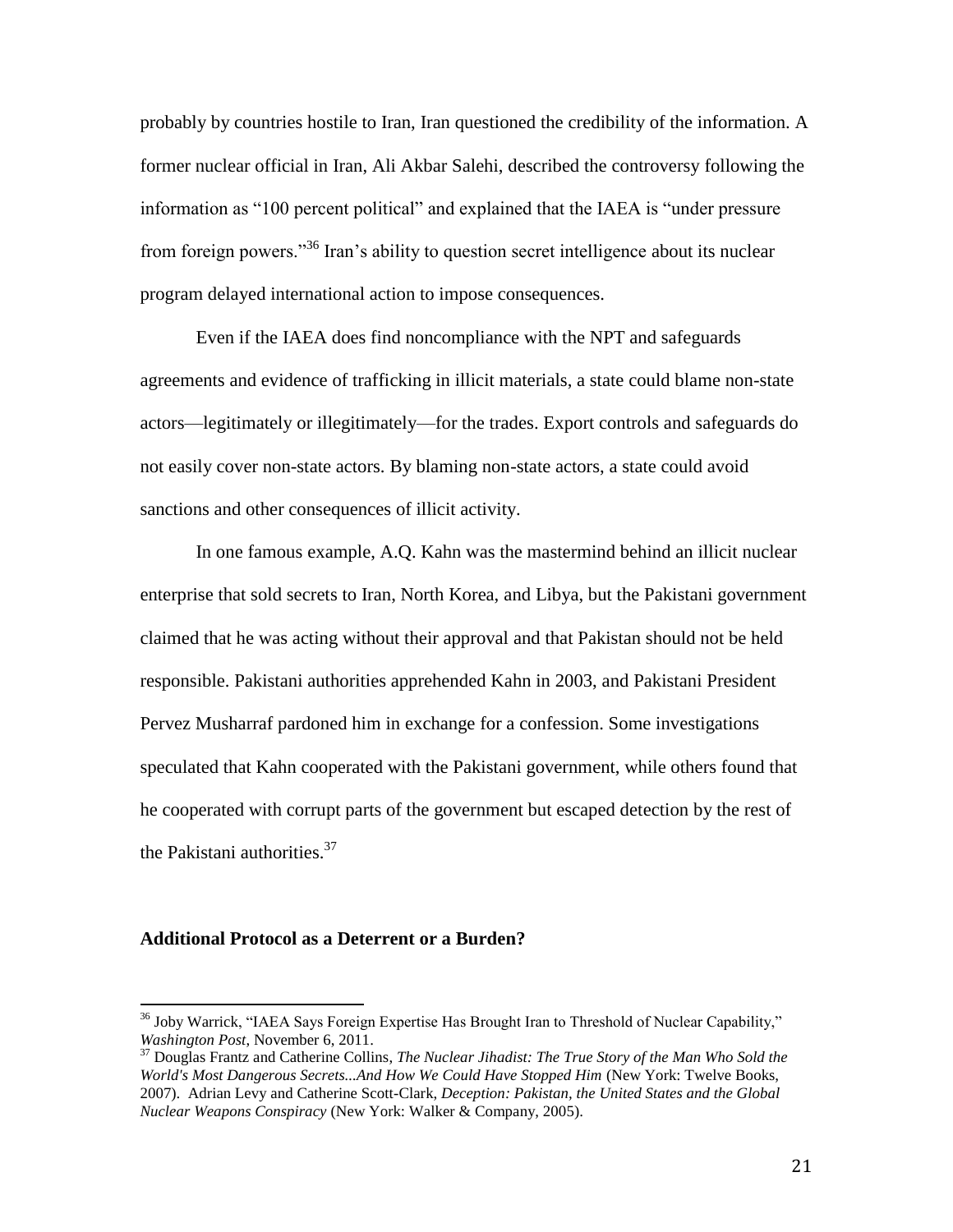probably by countries hostile to Iran, Iran questioned the credibility of the information. A former nuclear official in Iran, Ali Akbar Salehi, described the controversy following the information as "100 percent political" and explained that the IAEA is "under pressure from foreign powers."[36] Iran's ability to question secret intelligence about its nuclear program delayed international action to impose consequences.

Even if the IAEA does find noncompliance with the NPT and safeguards agreements and evidence of trafficking in illicit materials, a state could blame non-state actors—legitimately or illegitimately—for the trades. Export controls and safeguards do not easily cover non-state actors. By blaming non-state actors, a state could avoid sanctions and other consequences of illicit activity.

In one famous example, A.Q. Kahn was the mastermind behind an illicit nuclear enterprise that sold secrets to Iran, North Korea, and Libya, but the Pakistani government claimed that he was acting without their approval and that Pakistan should not be held responsible. Pakistani authorities apprehended Kahn in 2003, and Pakistani President Pervez Musharraf pardoned him in exchange for a confession. Some investigations speculated that Kahn cooperated with the Pakistani government, while others found that he cooperated with corrupt parts of the government but escaped detection by the rest of the Pakistani authorities.[37]

**Additional Protocol as a Deterrent or a Burden?**

---

[36] Joby Warrick, "IAEA Says Foreign Expertise Has Brought Iran to Threshold of Nuclear Capability," *Washington Post*, November 6, 2011.

[37] Douglas Frantz and Catherine Collins, *The Nuclear Jihadist: The True Story of the Man Who Sold the World's Most Dangerous Secrets...And How We Could Have Stopped Him* (New York: Twelve Books, 2007). Adrian Levy and Catherine Scott-Clark, *Deception: Pakistan, the United States and the Global Nuclear Weapons Conspiracy* (New York: Walker & Company, 2005).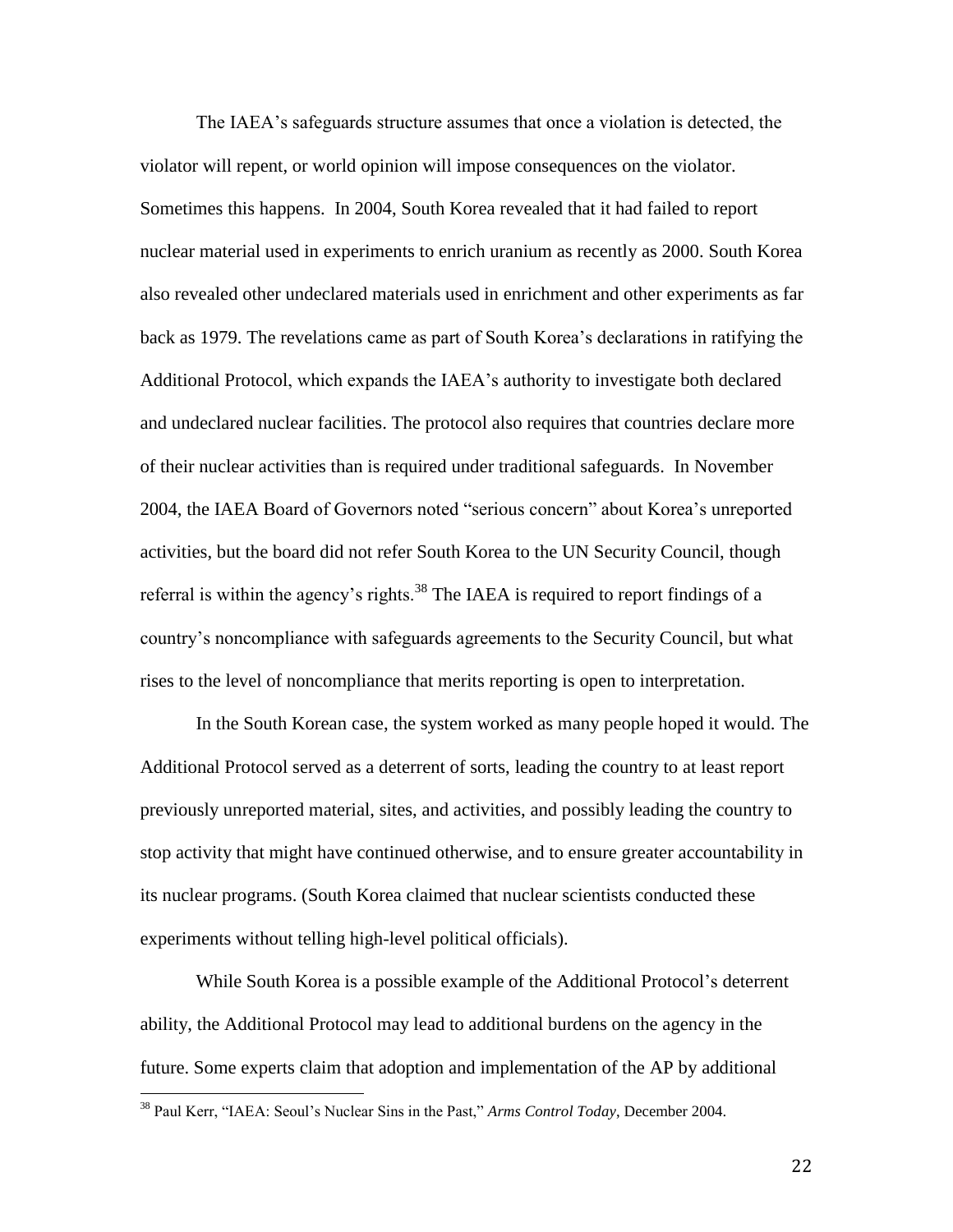The IAEA's safeguards structure assumes that once a violation is detected, the violator will repent, or world opinion will impose consequences on the violator. Sometimes this happens. In 2004, South Korea revealed that it had failed to report nuclear material used in experiments to enrich uranium as recently as 2000. South Korea also revealed other undeclared materials used in enrichment and other experiments as far back as 1979. The revelations came as part of South Korea's declarations in ratifying the Additional Protocol, which expands the IAEA's authority to investigate both declared and undeclared nuclear facilities. The protocol also requires that countries declare more of their nuclear activities than is required under traditional safeguards. In November 2004, the IAEA Board of Governors noted "serious concern" about Korea's unreported activities, but the board did not refer South Korea to the UN Security Council, though referral is within the agency's rights.[38] The IAEA is required to report findings of a country's noncompliance with safeguards agreements to the Security Council, but what rises to the level of noncompliance that merits reporting is open to interpretation.

In the South Korean case, the system worked as many people hoped it would. The Additional Protocol served as a deterrent of sorts, leading the country to at least report previously unreported material, sites, and activities, and possibly leading the country to stop activity that might have continued otherwise, and to ensure greater accountability in its nuclear programs. (South Korea claimed that nuclear scientists conducted these experiments without telling high-level political officials).

While South Korea is a possible example of the Additional Protocol's deterrent ability, the Additional Protocol may lead to additional burdens on the agency in the future. Some experts claim that adoption and implementation of the AP by additional

[38] Paul Kerr, "IAEA: Seoul's Nuclear Sins in the Past," *Arms Control Today*, December 2004.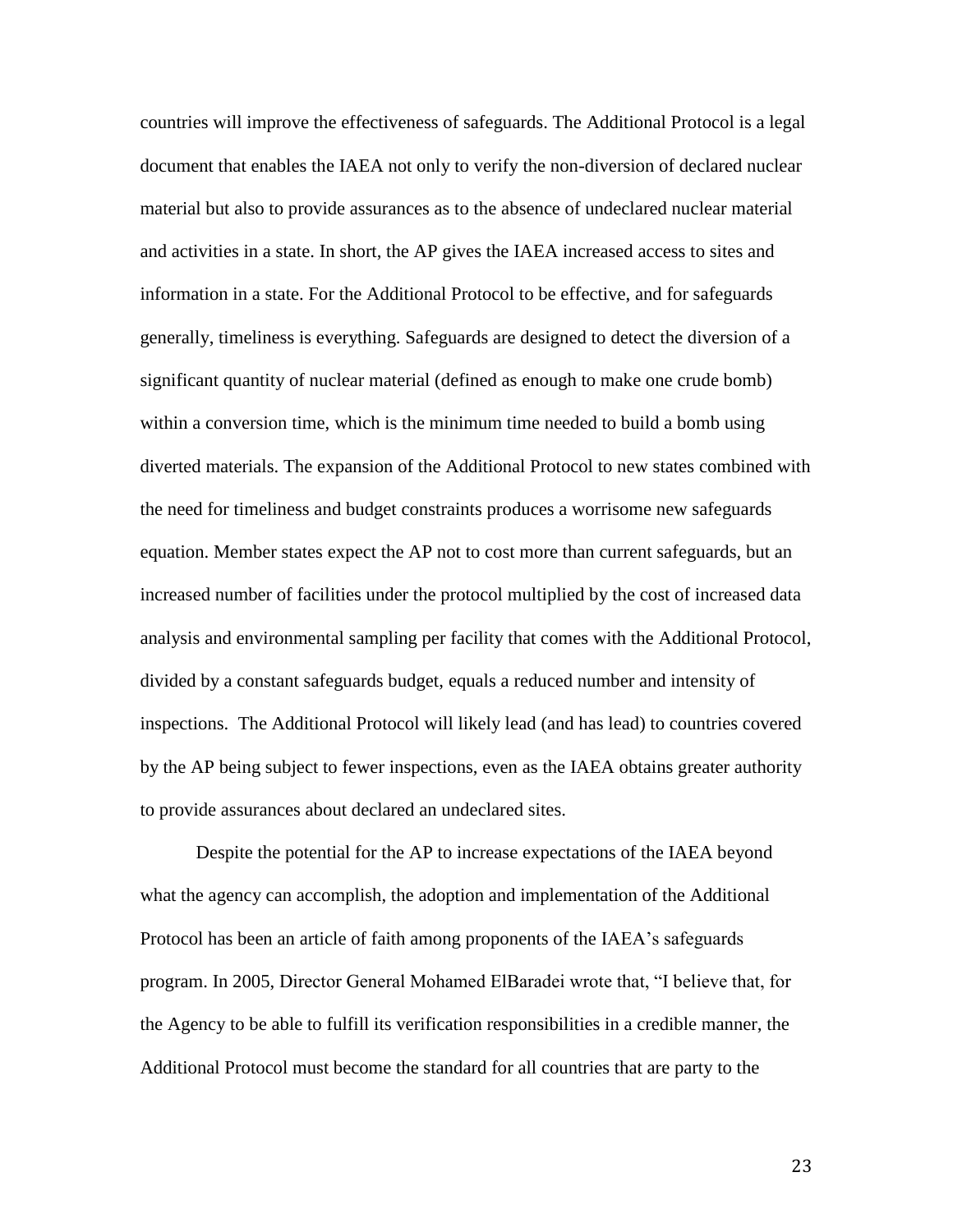countries will improve the effectiveness of safeguards. The Additional Protocol is a legal document that enables the IAEA not only to verify the non-diversion of declared nuclear material but also to provide assurances as to the absence of undeclared nuclear material and activities in a state. In short, the AP gives the IAEA increased access to sites and information in a state. For the Additional Protocol to be effective, and for safeguards generally, timeliness is everything. Safeguards are designed to detect the diversion of a significant quantity of nuclear material (defined as enough to make one crude bomb) within a conversion time, which is the minimum time needed to build a bomb using diverted materials. The expansion of the Additional Protocol to new states combined with the need for timeliness and budget constraints produces a worrisome new safeguards equation. Member states expect the AP not to cost more than current safeguards, but an increased number of facilities under the protocol multiplied by the cost of increased data analysis and environmental sampling per facility that comes with the Additional Protocol, divided by a constant safeguards budget, equals a reduced number and intensity of inspections. The Additional Protocol will likely lead (and has lead) to countries covered by the AP being subject to fewer inspections, even as the IAEA obtains greater authority to provide assurances about declared an undeclared sites.

Despite the potential for the AP to increase expectations of the IAEA beyond what the agency can accomplish, the adoption and implementation of the Additional Protocol has been an article of faith among proponents of the IAEA's safeguards program. In 2005, Director General Mohamed ElBaradei wrote that, "I believe that, for the Agency to be able to fulfill its verification responsibilities in a credible manner, the Additional Protocol must become the standard for all countries that are party to the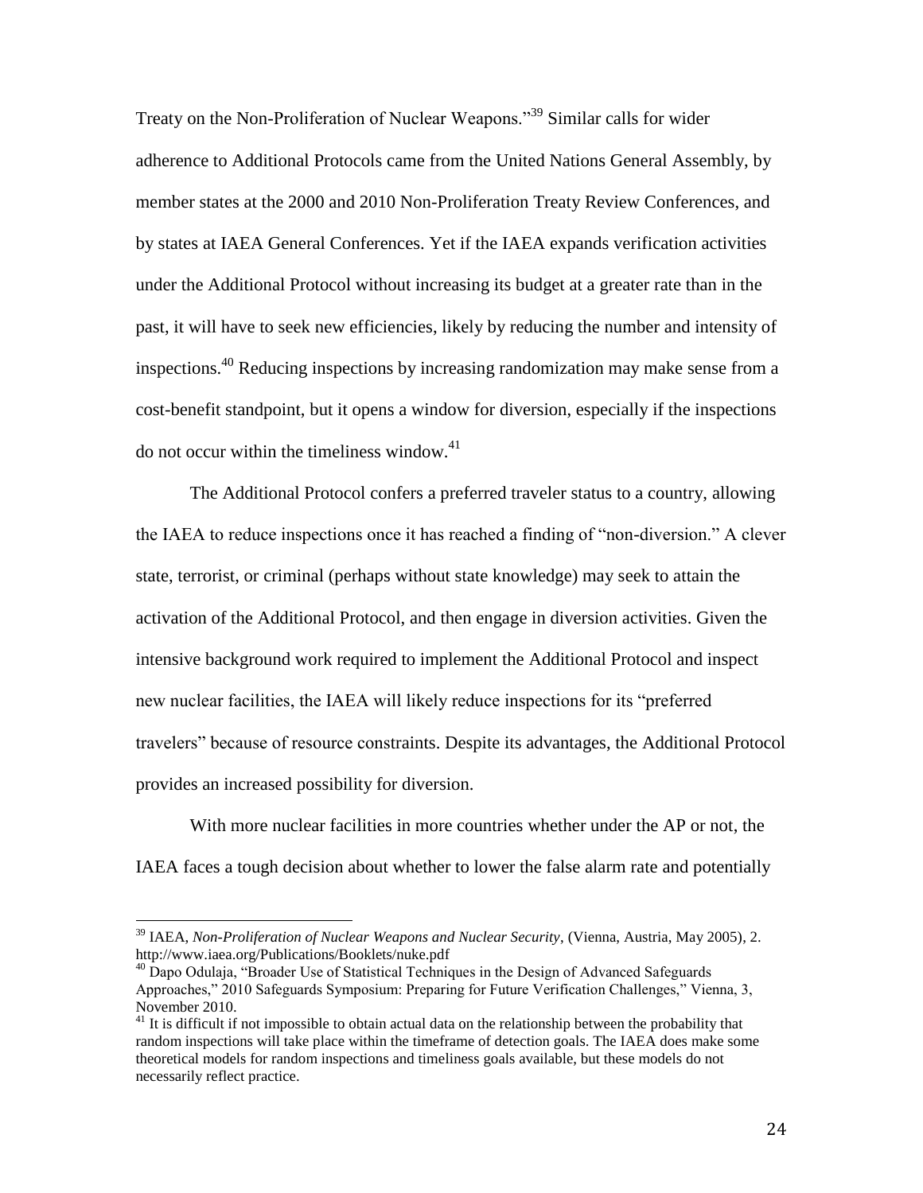Treaty on the Non-Proliferation of Nuclear Weapons."[39] Similar calls for wider adherence to Additional Protocols came from the United Nations General Assembly, by member states at the 2000 and 2010 Non-Proliferation Treaty Review Conferences, and by states at IAEA General Conferences. Yet if the IAEA expands verification activities under the Additional Protocol without increasing its budget at a greater rate than in the past, it will have to seek new efficiencies, likely by reducing the number and intensity of inspections.[40] Reducing inspections by increasing randomization may make sense from a cost-benefit standpoint, but it opens a window for diversion, especially if the inspections do not occur within the timeliness window.[41]

The Additional Protocol confers a preferred traveler status to a country, allowing the IAEA to reduce inspections once it has reached a finding of "non-diversion." A clever state, terrorist, or criminal (perhaps without state knowledge) may seek to attain the activation of the Additional Protocol, and then engage in diversion activities. Given the intensive background work required to implement the Additional Protocol and inspect new nuclear facilities, the IAEA will likely reduce inspections for its "preferred travelers" because of resource constraints. Despite its advantages, the Additional Protocol provides an increased possibility for diversion.

With more nuclear facilities in more countries whether under the AP or not, the IAEA faces a tough decision about whether to lower the false alarm rate and potentially

---

[39] IAEA, *Non-Proliferation of Nuclear Weapons and Nuclear Security*, (Vienna, Austria, May 2005), 2. http://www.iaea.org/Publications/Booklets/nuke.pdf

[40] Dapo Odulaja, "Broader Use of Statistical Techniques in the Design of Advanced Safeguards Approaches," 2010 Safeguards Symposium: Preparing for Future Verification Challenges," Vienna, 3, November 2010.

[41] It is difficult if not impossible to obtain actual data on the relationship between the probability that random inspections will take place within the timeframe of detection goals. The IAEA does make some theoretical models for random inspections and timeliness goals available, but these models do not necessarily reflect practice.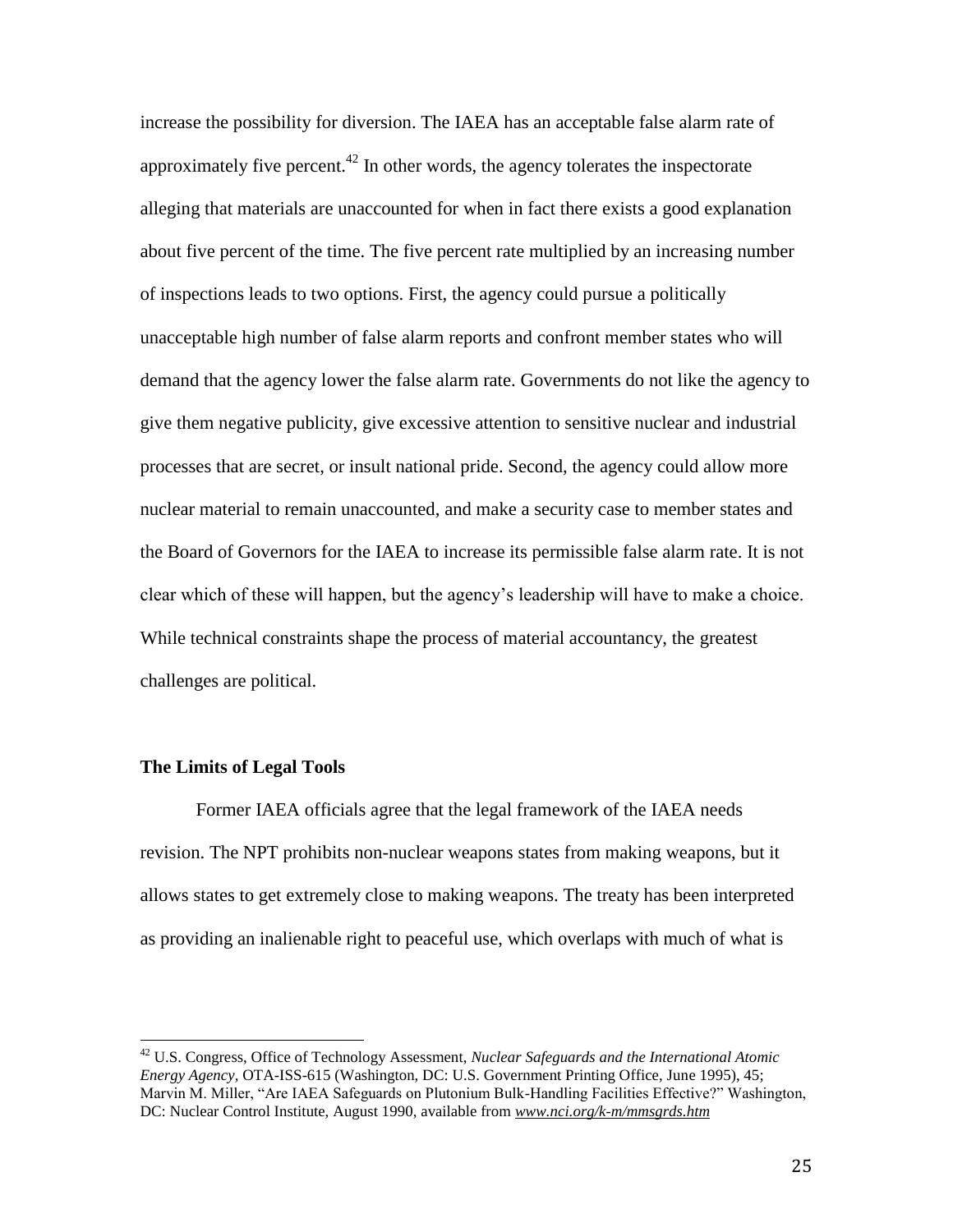increase the possibility for diversion. The IAEA has an acceptable false alarm rate of approximately five percent.[42] In other words, the agency tolerates the inspectorate alleging that materials are unaccounted for when in fact there exists a good explanation about five percent of the time. The five percent rate multiplied by an increasing number of inspections leads to two options. First, the agency could pursue a politically unacceptable high number of false alarm reports and confront member states who will demand that the agency lower the false alarm rate. Governments do not like the agency to give them negative publicity, give excessive attention to sensitive nuclear and industrial processes that are secret, or insult national pride. Second, the agency could allow more nuclear material to remain unaccounted, and make a security case to member states and the Board of Governors for the IAEA to increase its permissible false alarm rate. It is not clear which of these will happen, but the agency's leadership will have to make a choice. While technical constraints shape the process of material accountancy, the greatest challenges are political.

**The Limits of Legal Tools**

Former IAEA officials agree that the legal framework of the IAEA needs revision. The NPT prohibits non-nuclear weapons states from making weapons, but it allows states to get extremely close to making weapons. The treaty has been interpreted as providing an inalienable right to peaceful use, which overlaps with much of what is

---

[42] U.S. Congress, Office of Technology Assessment, *Nuclear Safeguards and the International Atomic Energy Agency*, OTA-ISS-615 (Washington, DC: U.S. Government Printing Office, June 1995), 45; Marvin M. Miller, "Are IAEA Safeguards on Plutonium Bulk-Handling Facilities Effective?" Washington, DC: Nuclear Control Institute, August 1990, available from *www.nci.org/k-m/mmsgrds.htm*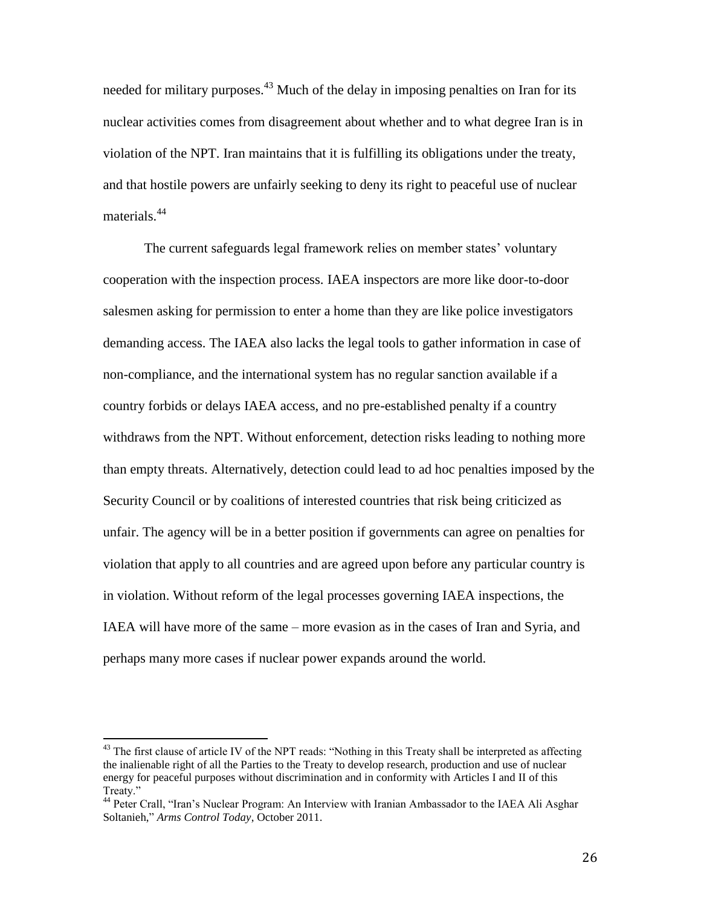needed for military purposes.[43] Much of the delay in imposing penalties on Iran for its nuclear activities comes from disagreement about whether and to what degree Iran is in violation of the NPT. Iran maintains that it is fulfilling its obligations under the treaty, and that hostile powers are unfairly seeking to deny its right to peaceful use of nuclear materials.[44]

The current safeguards legal framework relies on member states' voluntary cooperation with the inspection process. IAEA inspectors are more like door-to-door salesmen asking for permission to enter a home than they are like police investigators demanding access. The IAEA also lacks the legal tools to gather information in case of non-compliance, and the international system has no regular sanction available if a country forbids or delays IAEA access, and no pre-established penalty if a country withdraws from the NPT. Without enforcement, detection risks leading to nothing more than empty threats. Alternatively, detection could lead to ad hoc penalties imposed by the Security Council or by coalitions of interested countries that risk being criticized as unfair. The agency will be in a better position if governments can agree on penalties for violation that apply to all countries and are agreed upon before any particular country is in violation. Without reform of the legal processes governing IAEA inspections, the IAEA will have more of the same – more evasion as in the cases of Iran and Syria, and perhaps many more cases if nuclear power expands around the world.

---

[43] The first clause of article IV of the NPT reads: "Nothing in this Treaty shall be interpreted as affecting the inalienable right of all the Parties to the Treaty to develop research, production and use of nuclear energy for peaceful purposes without discrimination and in conformity with Articles I and II of this Treaty."

[44] Peter Crall, "Iran's Nuclear Program: An Interview with Iranian Ambassador to the IAEA Ali Asghar Soltanieh," *Arms Control Today*, October 2011.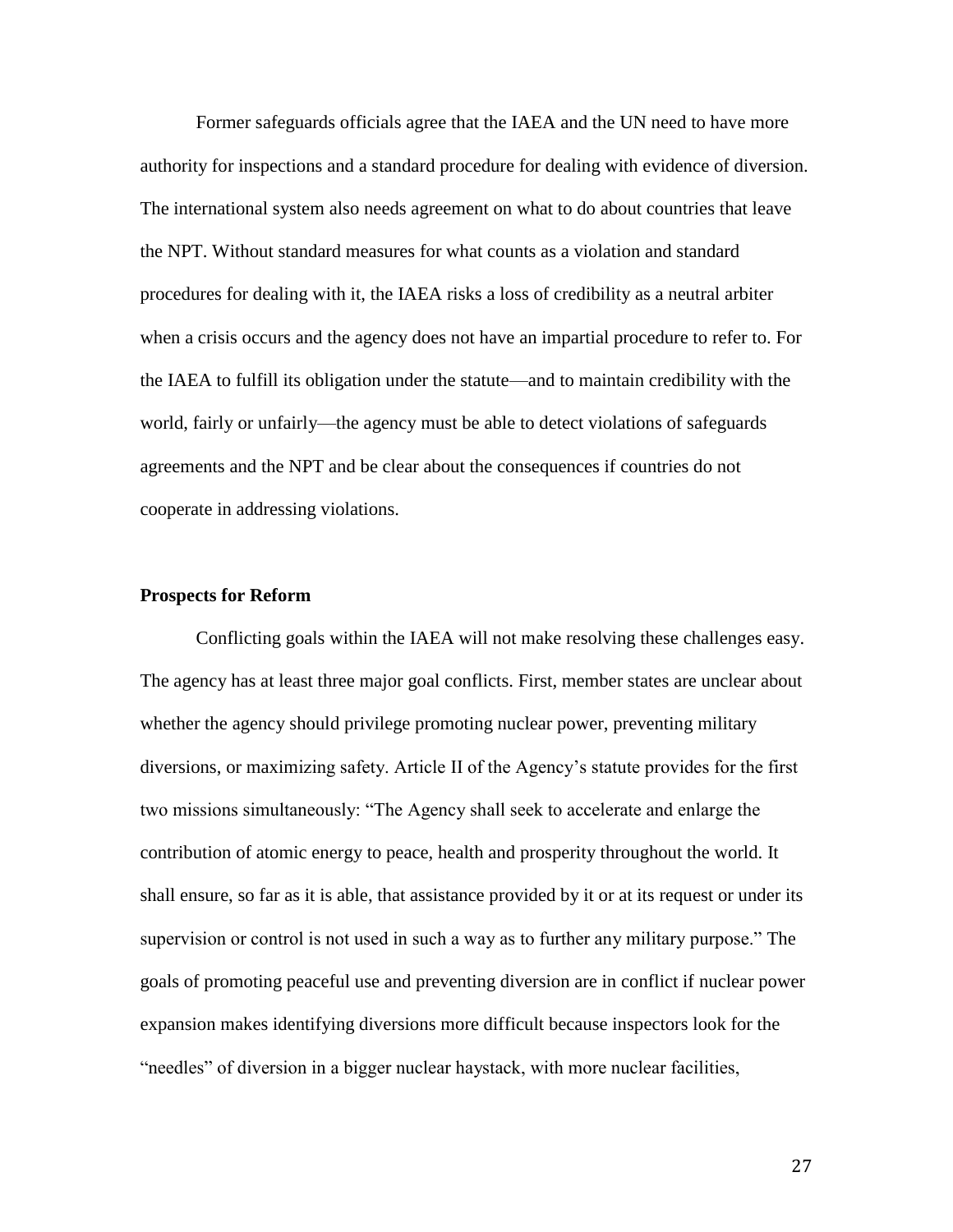Former safeguards officials agree that the IAEA and the UN need to have more authority for inspections and a standard procedure for dealing with evidence of diversion. The international system also needs agreement on what to do about countries that leave the NPT. Without standard measures for what counts as a violation and standard procedures for dealing with it, the IAEA risks a loss of credibility as a neutral arbiter when a crisis occurs and the agency does not have an impartial procedure to refer to. For the IAEA to fulfill its obligation under the statute—and to maintain credibility with the world, fairly or unfairly—the agency must be able to detect violations of safeguards agreements and the NPT and be clear about the consequences if countries do not cooperate in addressing violations.

**Prospects for Reform**

Conflicting goals within the IAEA will not make resolving these challenges easy. The agency has at least three major goal conflicts. First, member states are unclear about whether the agency should privilege promoting nuclear power, preventing military diversions, or maximizing safety. Article II of the Agency's statute provides for the first two missions simultaneously: "The Agency shall seek to accelerate and enlarge the contribution of atomic energy to peace, health and prosperity throughout the world. It shall ensure, so far as it is able, that assistance provided by it or at its request or under its supervision or control is not used in such a way as to further any military purpose." The goals of promoting peaceful use and preventing diversion are in conflict if nuclear power expansion makes identifying diversions more difficult because inspectors look for the "needles" of diversion in a bigger nuclear haystack, with more nuclear facilities,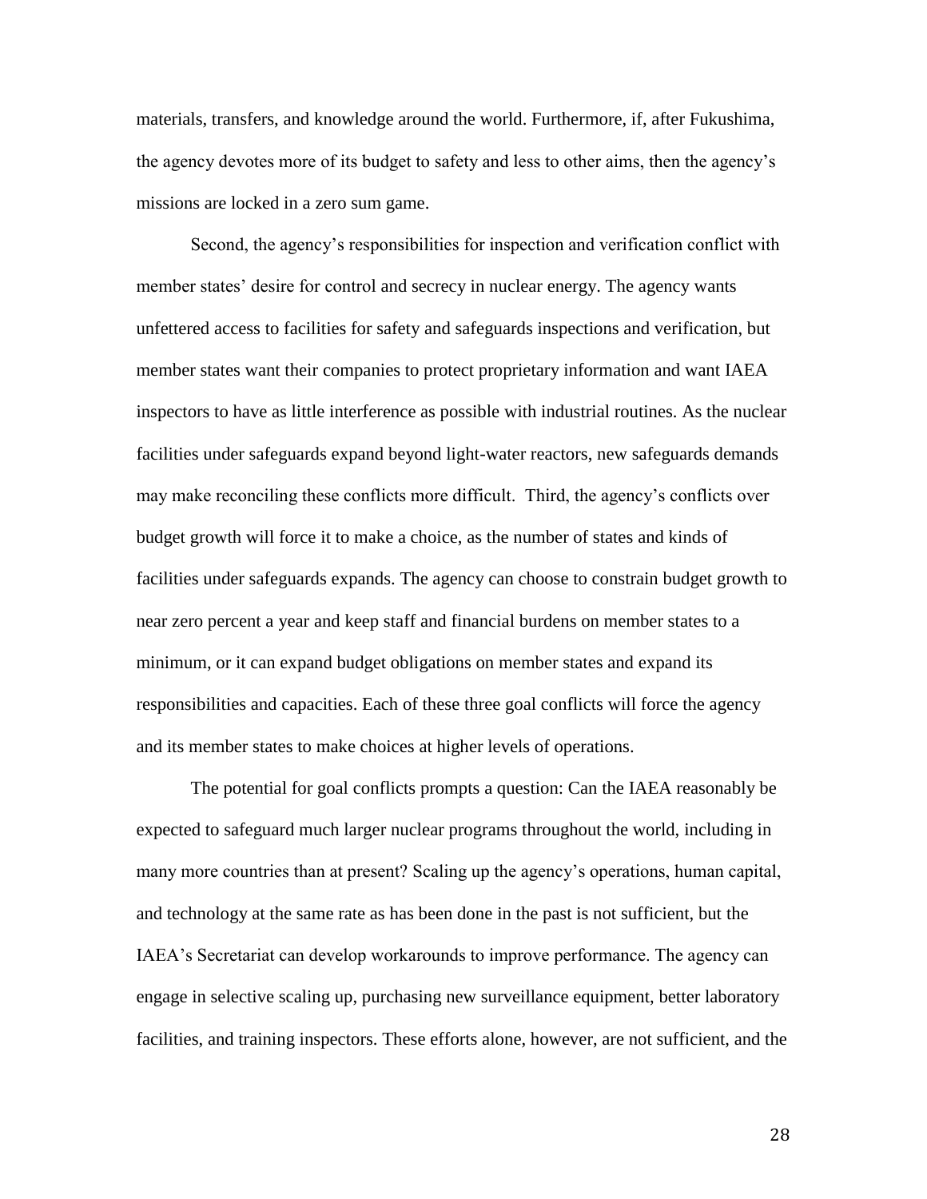materials, transfers, and knowledge around the world. Furthermore, if, after Fukushima, the agency devotes more of its budget to safety and less to other aims, then the agency's missions are locked in a zero sum game.

Second, the agency's responsibilities for inspection and verification conflict with member states' desire for control and secrecy in nuclear energy. The agency wants unfettered access to facilities for safety and safeguards inspections and verification, but member states want their companies to protect proprietary information and want IAEA inspectors to have as little interference as possible with industrial routines. As the nuclear facilities under safeguards expand beyond light-water reactors, new safeguards demands may make reconciling these conflicts more difficult. Third, the agency's conflicts over budget growth will force it to make a choice, as the number of states and kinds of facilities under safeguards expands. The agency can choose to constrain budget growth to near zero percent a year and keep staff and financial burdens on member states to a minimum, or it can expand budget obligations on member states and expand its responsibilities and capacities. Each of these three goal conflicts will force the agency and its member states to make choices at higher levels of operations.

The potential for goal conflicts prompts a question: Can the IAEA reasonably be expected to safeguard much larger nuclear programs throughout the world, including in many more countries than at present? Scaling up the agency's operations, human capital, and technology at the same rate as has been done in the past is not sufficient, but the IAEA's Secretariat can develop workarounds to improve performance. The agency can engage in selective scaling up, purchasing new surveillance equipment, better laboratory facilities, and training inspectors. These efforts alone, however, are not sufficient, and the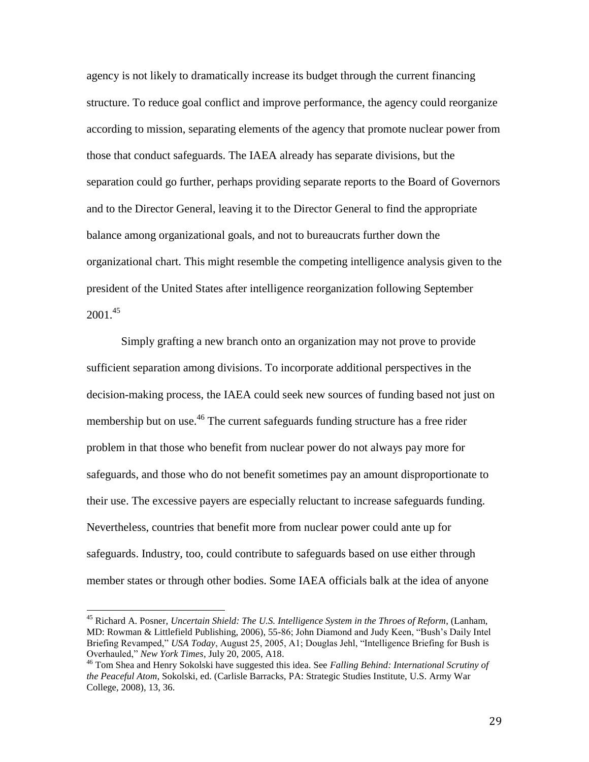agency is not likely to dramatically increase its budget through the current financing structure. To reduce goal conflict and improve performance, the agency could reorganize according to mission, separating elements of the agency that promote nuclear power from those that conduct safeguards. The IAEA already has separate divisions, but the separation could go further, perhaps providing separate reports to the Board of Governors and to the Director General, leaving it to the Director General to find the appropriate balance among organizational goals, and not to bureaucrats further down the organizational chart. This might resemble the competing intelligence analysis given to the president of the United States after intelligence reorganization following September 2001.[45]

Simply grafting a new branch onto an organization may not prove to provide sufficient separation among divisions. To incorporate additional perspectives in the decision-making process, the IAEA could seek new sources of funding based not just on membership but on use.[46] The current safeguards funding structure has a free rider problem in that those who benefit from nuclear power do not always pay more for safeguards, and those who do not benefit sometimes pay an amount disproportionate to their use. The excessive payers are especially reluctant to increase safeguards funding. Nevertheless, countries that benefit more from nuclear power could ante up for safeguards. Industry, too, could contribute to safeguards based on use either through member states or through other bodies. Some IAEA officials balk at the idea of anyone

---

[45] Richard A. Posner, *Uncertain Shield: The U.S. Intelligence System in the Throes of Reform*, (Lanham, MD: Rowman & Littlefield Publishing, 2006), 55-86; John Diamond and Judy Keen, "Bush's Daily Intel Briefing Revamped," *USA Today*, August 25, 2005, A1; Douglas Jehl, "Intelligence Briefing for Bush is Overhauled," *New York Times*, July 20, 2005, A18.

[46] Tom Shea and Henry Sokolski have suggested this idea. See *Falling Behind: International Scrutiny of the Peaceful Atom*, Sokolski, ed. (Carlisle Barracks, PA: Strategic Studies Institute, U.S. Army War College, 2008), 13, 36.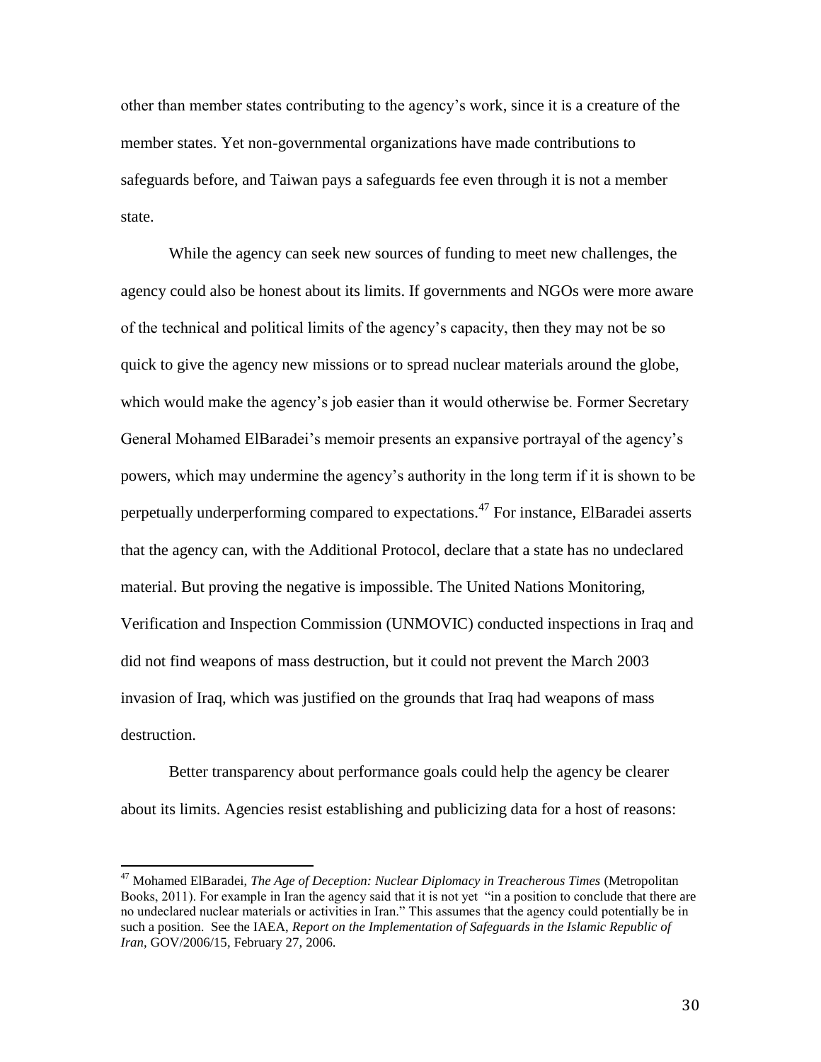other than member states contributing to the agency's work, since it is a creature of the member states. Yet non-governmental organizations have made contributions to safeguards before, and Taiwan pays a safeguards fee even through it is not a member state.

While the agency can seek new sources of funding to meet new challenges, the agency could also be honest about its limits. If governments and NGOs were more aware of the technical and political limits of the agency's capacity, then they may not be so quick to give the agency new missions or to spread nuclear materials around the globe, which would make the agency's job easier than it would otherwise be. Former Secretary General Mohamed ElBaradei's memoir presents an expansive portrayal of the agency's powers, which may undermine the agency's authority in the long term if it is shown to be perpetually underperforming compared to expectations.[47] For instance, ElBaradei asserts that the agency can, with the Additional Protocol, declare that a state has no undeclared material. But proving the negative is impossible. The United Nations Monitoring, Verification and Inspection Commission (UNMOVIC) conducted inspections in Iraq and did not find weapons of mass destruction, but it could not prevent the March 2003 invasion of Iraq, which was justified on the grounds that Iraq had weapons of mass destruction.

Better transparency about performance goals could help the agency be clearer about its limits. Agencies resist establishing and publicizing data for a host of reasons:

---

[47] Mohamed ElBaradei, *The Age of Deception: Nuclear Diplomacy in Treacherous Times* (Metropolitan Books, 2011). For example in Iran the agency said that it is not yet "in a position to conclude that there are no undeclared nuclear materials or activities in Iran." This assumes that the agency could potentially be in such a position. See the IAEA, *Report on the Implementation of Safeguards in the Islamic Republic of Iran*, GOV/2006/15, February 27, 2006.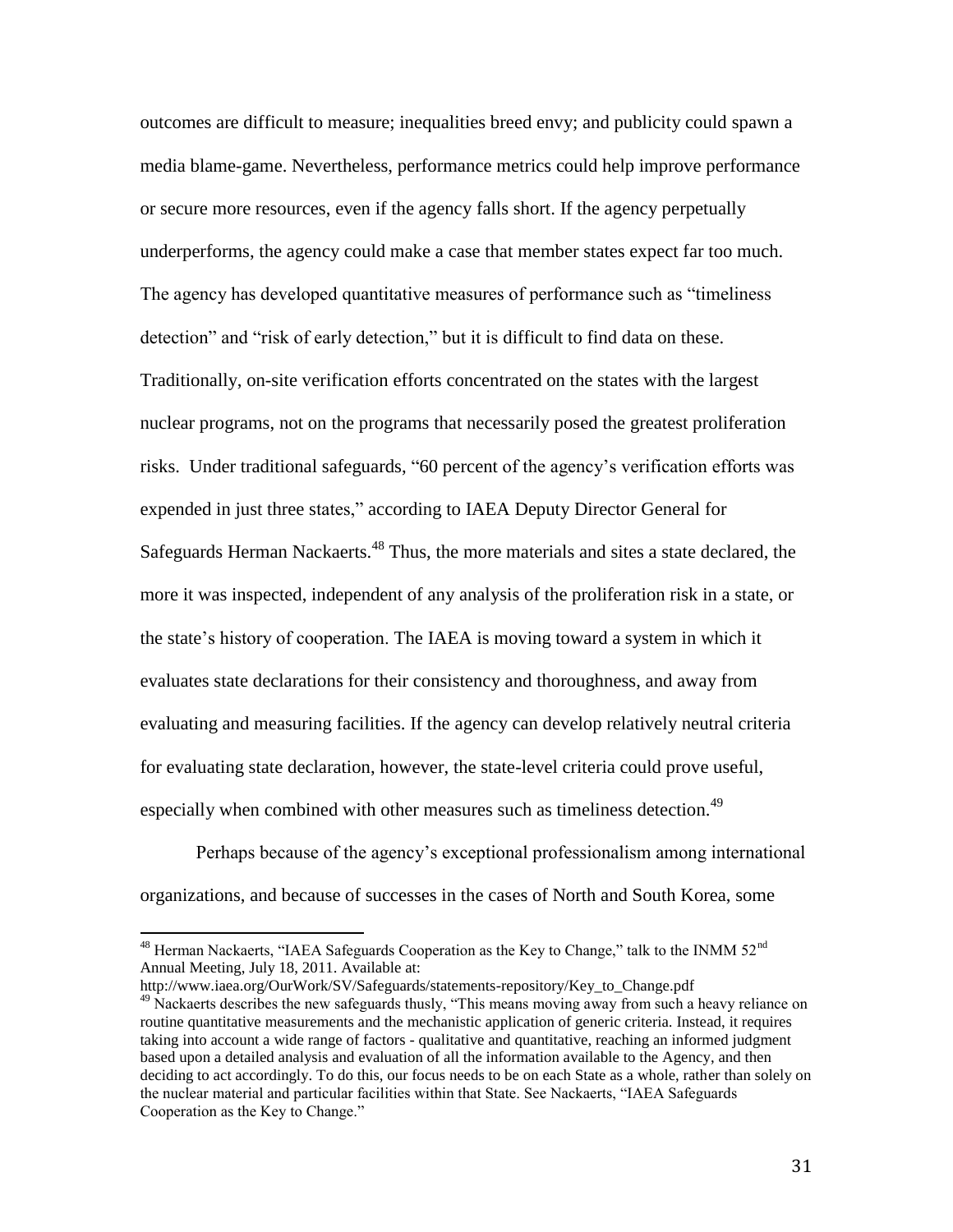outcomes are difficult to measure; inequalities breed envy; and publicity could spawn a media blame-game. Nevertheless, performance metrics could help improve performance or secure more resources, even if the agency falls short. If the agency perpetually underperforms, the agency could make a case that member states expect far too much. The agency has developed quantitative measures of performance such as "timeliness detection" and "risk of early detection," but it is difficult to find data on these. Traditionally, on-site verification efforts concentrated on the states with the largest nuclear programs, not on the programs that necessarily posed the greatest proliferation risks. Under traditional safeguards, "60 percent of the agency's verification efforts was expended in just three states," according to IAEA Deputy Director General for Safeguards Herman Nackaerts.[48] Thus, the more materials and sites a state declared, the more it was inspected, independent of any analysis of the proliferation risk in a state, or the state's history of cooperation. The IAEA is moving toward a system in which it evaluates state declarations for their consistency and thoroughness, and away from evaluating and measuring facilities. If the agency can develop relatively neutral criteria for evaluating state declaration, however, the state-level criteria could prove useful, especially when combined with other measures such as timeliness detection.[49]

Perhaps because of the agency's exceptional professionalism among international organizations, and because of successes in the cases of North and South Korea, some

---

[48] Herman Nackaerts, "IAEA Safeguards Cooperation as the Key to Change," talk to the INMM 52nd Annual Meeting, July 18, 2011. Available at: http://www.iaea.org/OurWork/SV/Safeguards/statements-repository/Key_to_Change.pdf

[49] Nackaerts describes the new safeguards thusly, "This means moving away from such a heavy reliance on routine quantitative measurements and the mechanistic application of generic criteria. Instead, it requires taking into account a wide range of factors - qualitative and quantitative, reaching an informed judgment based upon a detailed analysis and evaluation of all the information available to the Agency, and then deciding to act accordingly. To do this, our focus needs to be on each State as a whole, rather than solely on the nuclear material and particular facilities within that State. See Nackaerts, "IAEA Safeguards Cooperation as the Key to Change."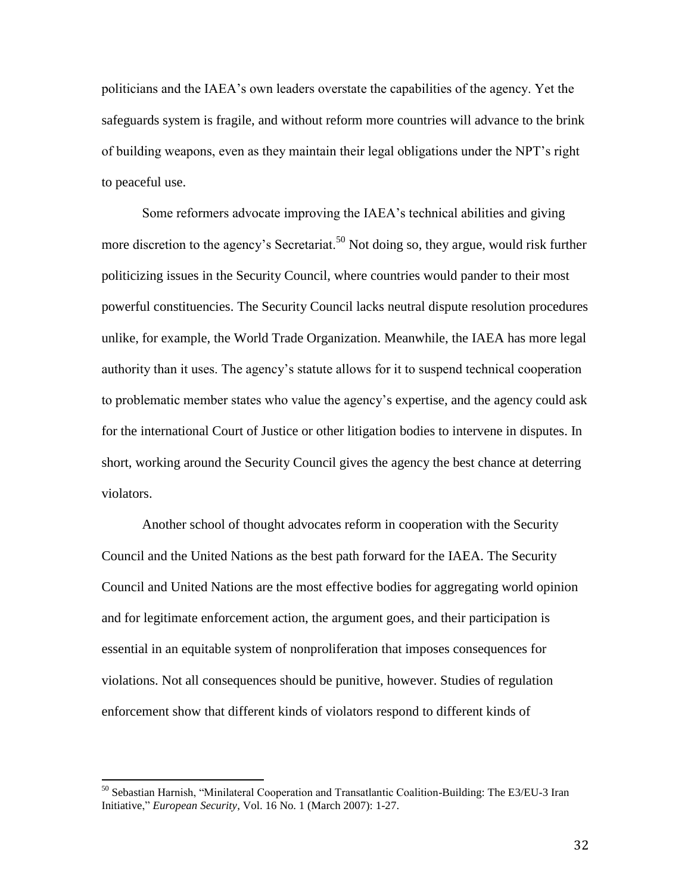politicians and the IAEA's own leaders overstate the capabilities of the agency. Yet the safeguards system is fragile, and without reform more countries will advance to the brink of building weapons, even as they maintain their legal obligations under the NPT's right to peaceful use.

Some reformers advocate improving the IAEA's technical abilities and giving more discretion to the agency's Secretariat.[50] Not doing so, they argue, would risk further politicizing issues in the Security Council, where countries would pander to their most powerful constituencies. The Security Council lacks neutral dispute resolution procedures unlike, for example, the World Trade Organization. Meanwhile, the IAEA has more legal authority than it uses. The agency's statute allows for it to suspend technical cooperation to problematic member states who value the agency's expertise, and the agency could ask for the international Court of Justice or other litigation bodies to intervene in disputes. In short, working around the Security Council gives the agency the best chance at deterring violators.

Another school of thought advocates reform in cooperation with the Security Council and the United Nations as the best path forward for the IAEA. The Security Council and United Nations are the most effective bodies for aggregating world opinion and for legitimate enforcement action, the argument goes, and their participation is essential in an equitable system of nonproliferation that imposes consequences for violations. Not all consequences should be punitive, however. Studies of regulation enforcement show that different kinds of violators respond to different kinds of

---

[50] Sebastian Harnish, "Minilateral Cooperation and Transatlantic Coalition-Building: The E3/EU-3 Iran Initiative," *European Security*, Vol. 16 No. 1 (March 2007): 1-27.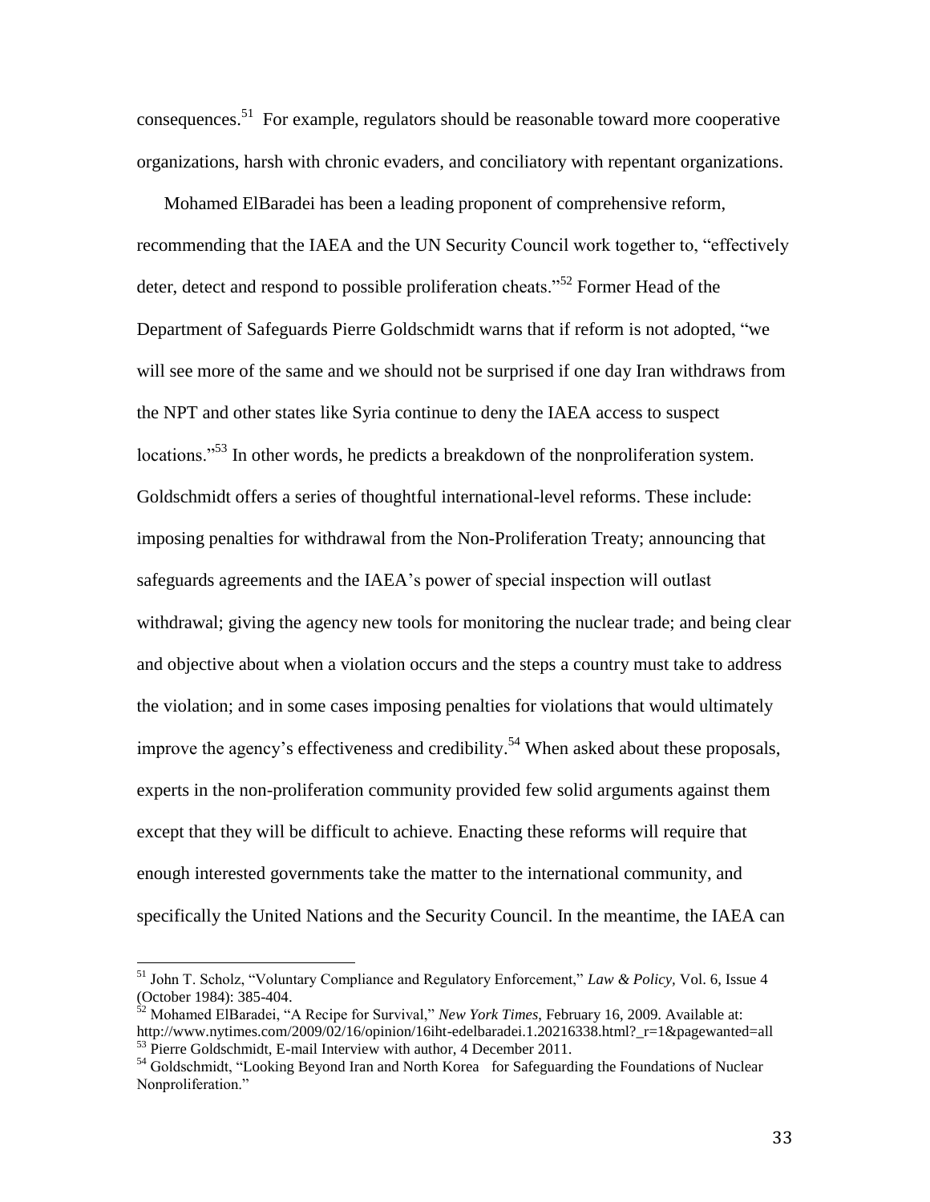consequences.[51] For example, regulators should be reasonable toward more cooperative organizations, harsh with chronic evaders, and conciliatory with repentant organizations.

Mohamed ElBaradei has been a leading proponent of comprehensive reform, recommending that the IAEA and the UN Security Council work together to, "effectively deter, detect and respond to possible proliferation cheats."[52] Former Head of the Department of Safeguards Pierre Goldschmidt warns that if reform is not adopted, "we will see more of the same and we should not be surprised if one day Iran withdraws from the NPT and other states like Syria continue to deny the IAEA access to suspect locations."[53] In other words, he predicts a breakdown of the nonproliferation system. Goldschmidt offers a series of thoughtful international-level reforms. These include: imposing penalties for withdrawal from the Non-Proliferation Treaty; announcing that safeguards agreements and the IAEA's power of special inspection will outlast withdrawal; giving the agency new tools for monitoring the nuclear trade; and being clear and objective about when a violation occurs and the steps a country must take to address the violation; and in some cases imposing penalties for violations that would ultimately improve the agency's effectiveness and credibility.[54] When asked about these proposals, experts in the non-proliferation community provided few solid arguments against them except that they will be difficult to achieve. Enacting these reforms will require that enough interested governments take the matter to the international community, and specifically the United Nations and the Security Council. In the meantime, the IAEA can

---

[51] John T. Scholz, "Voluntary Compliance and Regulatory Enforcement," *Law & Policy*, Vol. 6, Issue 4 (October 1984): 385-404.

[52] Mohamed ElBaradei, "A Recipe for Survival," *New York Times*, February 16, 2009. Available at: http://www.nytimes.com/2009/02/16/opinion/16iht-edelbaradei.1.20216338.html?_r=1&pagewanted=all

[53] Pierre Goldschmidt, E-mail Interview with author, 4 December 2011.

[54] Goldschmidt, "Looking Beyond Iran and North Korea for Safeguarding the Foundations of Nuclear Nonproliferation."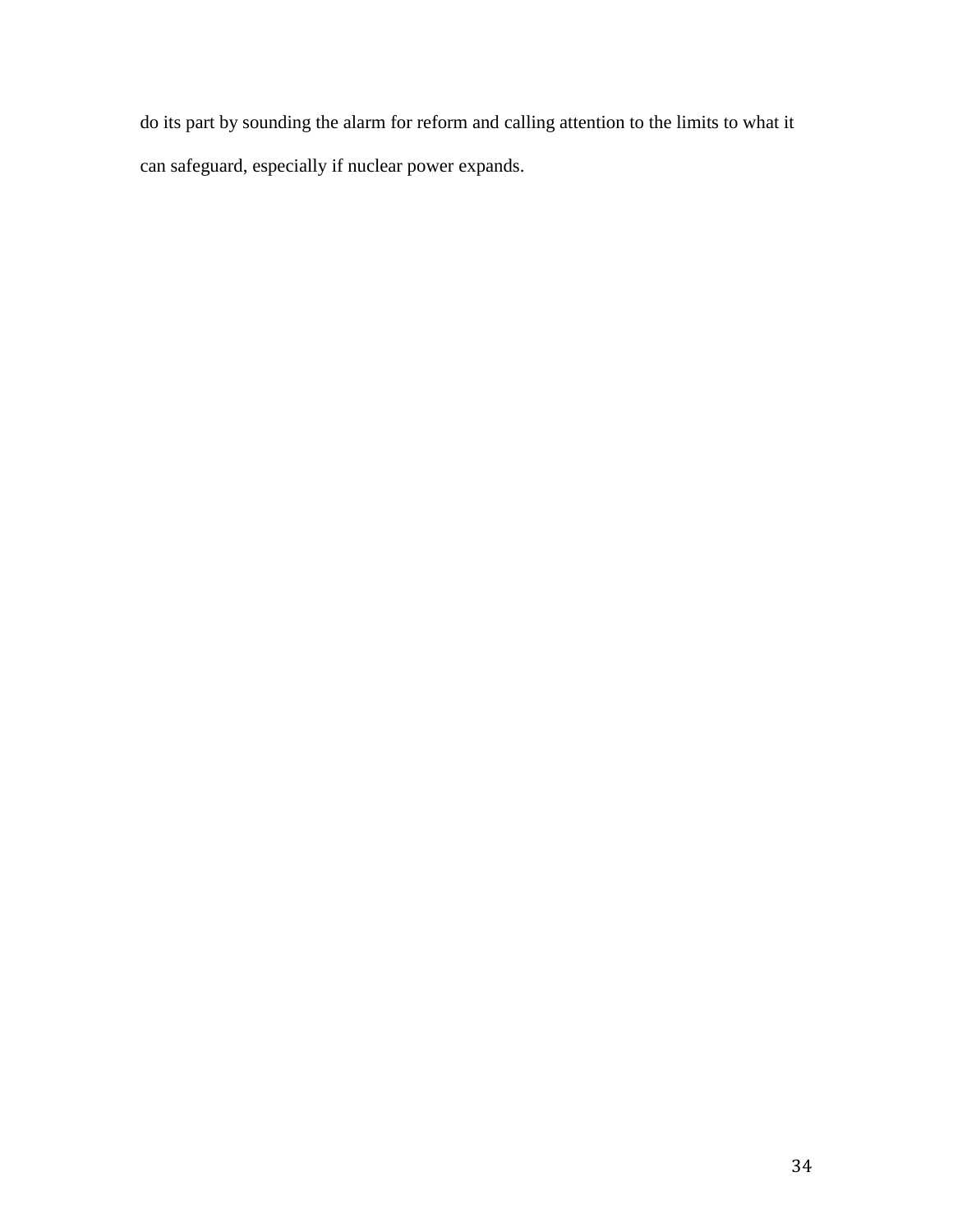do its part by sounding the alarm for reform and calling attention to the limits to what it can safeguard, especially if nuclear power expands.